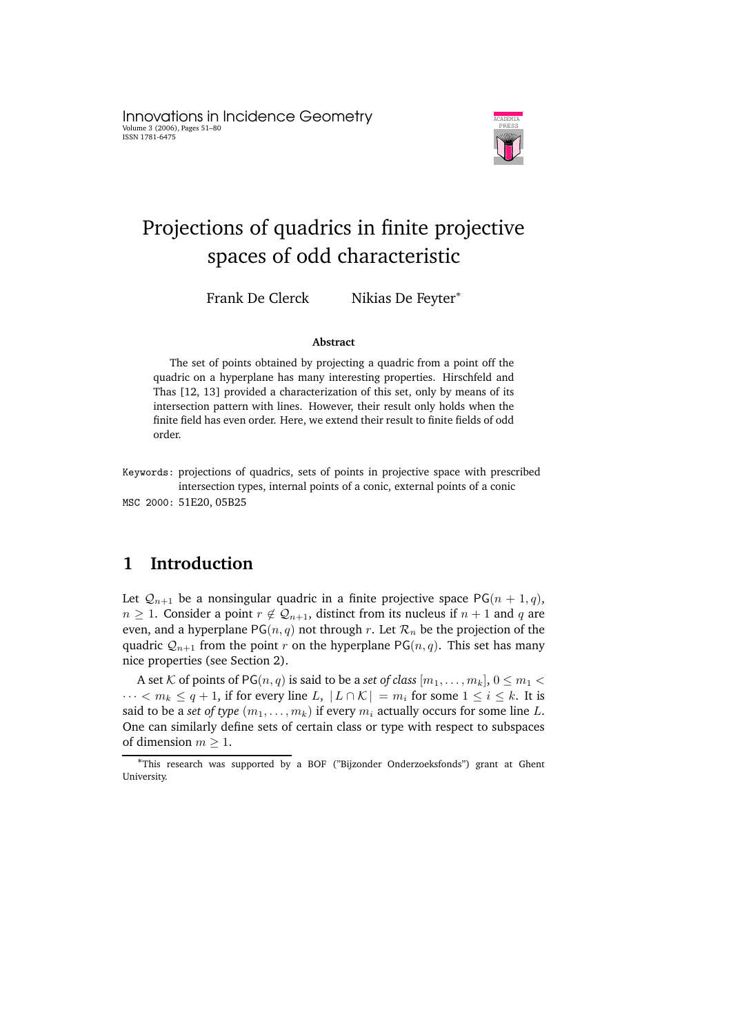# Projections of quadrics in finite projective spaces of odd characteristic

Frank De Clerck    Nikias De Feyter*

**Abstract**

The set of points obtained by projecting a quadric from a point off the quadric on a hyperplane has many interesting properties. Hirschfeld and Thas [12, 13] provided a characterization of this set, only by means of its intersection pattern with lines. However, their result only holds when the finite field has even order. Here, we extend their result to finite fields of odd order.

Keywords: projections of quadrics, sets of points in projective space with prescribed intersection types, internal points of a conic, external points of a conic

MSC 2000: 51E20, 05B25

## 1 Introduction

Let $\mathcal{Q}_{n+1}$ be a nonsingular quadric in a finite projective space $\mathsf{PG}(n+1,q)$, $n \geq 1$. Consider a point $r \notin \mathcal{Q}_{n+1}$, distinct from its nucleus if $n+1$ and $q$ are even, and a hyperplane $\mathsf{PG}(n,q)$ not through $r$. Let $\mathcal{R}_n$ be the projection of the quadric $\mathcal{Q}_{n+1}$ from the point $r$ on the hyperplane $\mathsf{PG}(n,q)$. This set has many nice properties (see Section 2).

A set $\mathcal{K}$ of points of $\mathsf{PG}(n,q)$ is said to be a *set of class* $[m_1,\ldots,m_k]$, $0 \leq m_1 < \cdots < m_k \leq q+1$, if for every line $L$, $|L \cap \mathcal{K}| = m_i$ for some $1 \leq i \leq k$. It is said to be a *set of type* $(m_1,\ldots,m_k)$ if every $m_i$ actually occurs for some line $L$. One can similarly define sets of certain class or type with respect to subspaces of dimension $m \geq 1$.

*This research was supported by a BOF ("Bijzonder Onderzoeksfonds") grant at Ghent University.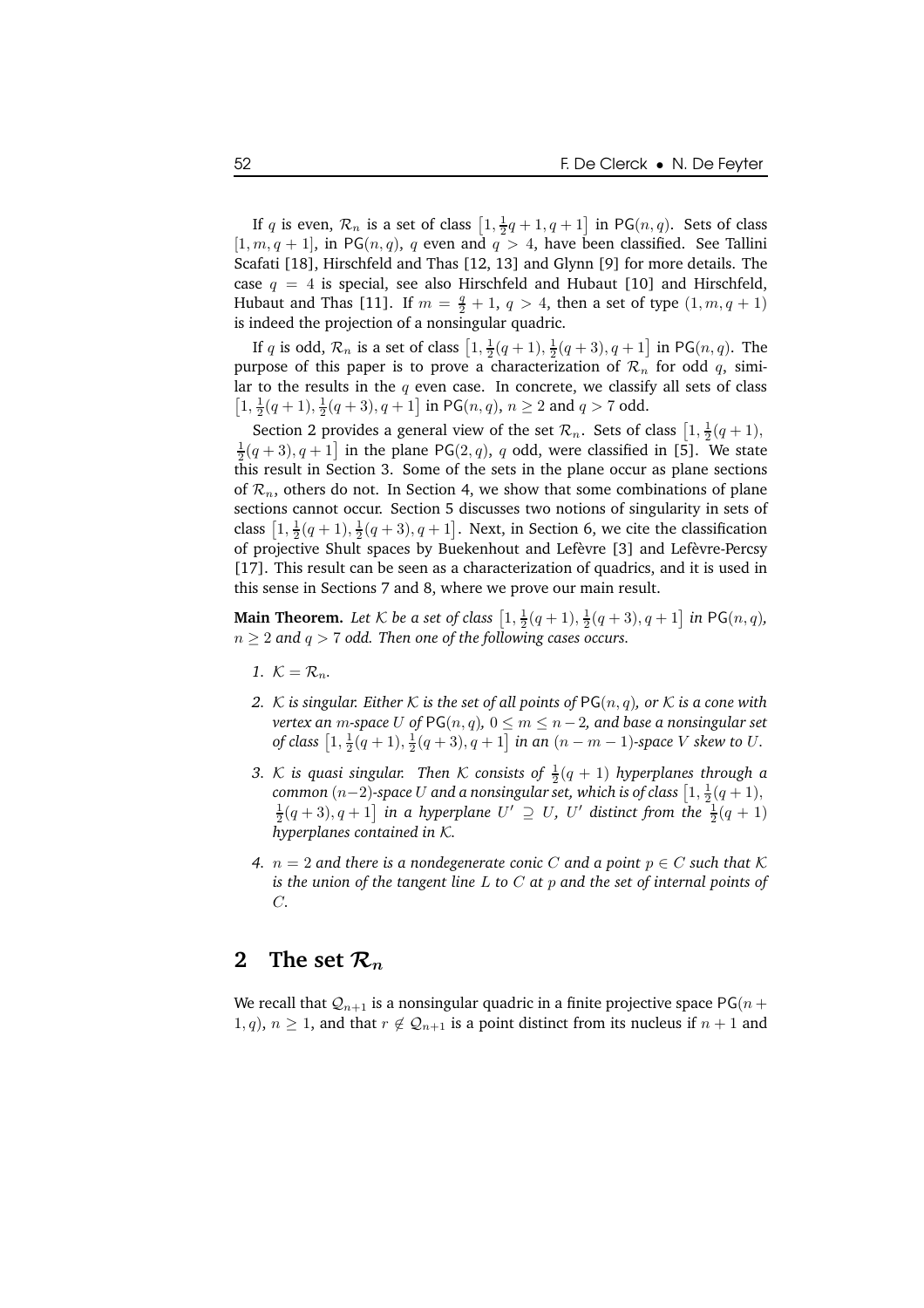If $q$ is even, $\mathcal{R}_n$ is a set of class $\left[1, \frac{1}{2}q+1, q+1\right]$ in $\mathsf{PG}(n,q)$. Sets of class $[1, m, q+1]$, in $\mathsf{PG}(n,q)$, $q$ even and $q > 4$, have been classified. See Tallini Scafati [18], Hirschfeld and Thas [12, 13] and Glynn [9] for more details. The case $q = 4$ is special, see also Hirschfeld and Hubaut [10] and Hirschfeld, Hubaut and Thas [11]. If $m = \frac{q}{2}+1$, $q > 4$, then a set of type $(1, m, q+1)$ is indeed the projection of a nonsingular quadric.

If $q$ is odd, $\mathcal{R}_n$ is a set of class $\left[1, \frac{1}{2}(q+1), \frac{1}{2}(q+3), q+1\right]$ in $\mathsf{PG}(n,q)$. The purpose of this paper is to prove a characterization of $\mathcal{R}_n$ for odd $q$, similar to the results in the $q$ even case. In concrete, we classify all sets of class $\left[1, \frac{1}{2}(q+1), \frac{1}{2}(q+3), q+1\right]$ in $\mathsf{PG}(n,q)$, $n \geq 2$ and $q > 7$ odd.

Section 2 provides a general view of the set $\mathcal{R}_n$. Sets of class $\left[1, \frac{1}{2}(q+1), \frac{1}{2}(q+3), q+1\right]$ in the plane $\mathsf{PG}(2,q)$, $q$ odd, were classified in [5]. We state this result in Section 3. Some of the sets in the plane occur as plane sections of $\mathcal{R}_n$, others do not. In Section 4, we show that some combinations of plane sections cannot occur. Section 5 discusses two notions of singularity in sets of class $\left[1, \frac{1}{2}(q+1), \frac{1}{2}(q+3), q+1\right]$. Next, in Section 6, we cite the classification of projective Shult spaces by Buekenhout and Lefèvre [3] and Lefèvre-Percsy [17]. This result can be seen as a characterization of quadrics, and it is used in this sense in Sections 7 and 8, where we prove our main result.

**Main Theorem.** *Let $\mathcal{K}$ be a set of class $\left[1, \frac{1}{2}(q+1), \frac{1}{2}(q+3), q+1\right]$ in $\mathsf{PG}(n,q)$, $n \geq 2$ and $q > 7$ odd. Then one of the following cases occurs.*

1. *$\mathcal{K} = \mathcal{R}_n$.*
2. *$\mathcal{K}$ is singular. Either $\mathcal{K}$ is the set of all points of $\mathsf{PG}(n,q)$, or $\mathcal{K}$ is a cone with vertex an $m$-space $U$ of $\mathsf{PG}(n,q)$, $0 \leq m \leq n-2$, and base a nonsingular set of class $\left[1, \frac{1}{2}(q+1), \frac{1}{2}(q+3), q+1\right]$ in an $(n-m-1)$-space $V$ skew to $U$.*
3. *$\mathcal{K}$ is quasi singular. Then $\mathcal{K}$ consists of $\frac{1}{2}(q+1)$ hyperplanes through a common $(n-2)$-space $U$ and a nonsingular set, which is of class $\left[1, \frac{1}{2}(q+1), \frac{1}{2}(q+3), q+1\right]$ in a hyperplane $U' \supseteq U$, $U'$ distinct from the $\frac{1}{2}(q+1)$ hyperplanes contained in $\mathcal{K}$.*
4. *$n = 2$ and there is a nondegenerate conic $C$ and a point $p \in C$ such that $\mathcal{K}$ is the union of the tangent line $L$ to $C$ at $p$ and the set of internal points of $C$.*

## 2 The set $\mathcal{R}_n$

We recall that $\mathcal{Q}_{n+1}$ is a nonsingular quadric in a finite projective space $\mathsf{PG}(n+1,q)$, $n \geq 1$, and that $r \notin \mathcal{Q}_{n+1}$ is a point distinct from its nucleus if $n+1$ and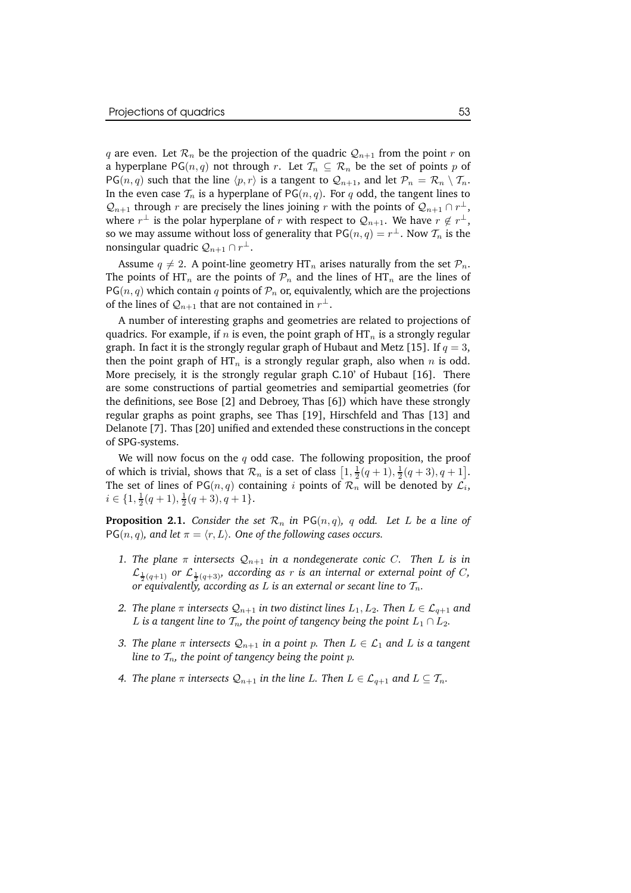$q$ are even. Let $\mathcal{R}_n$ be the projection of the quadric $\mathcal{Q}_{n+1}$ from the point $r$ on a hyperplane $\mathsf{PG}(n,q)$ not through $r$. Let $\mathcal{T}_n \subseteq \mathcal{R}_n$ be the set of points $p$ of $\mathsf{PG}(n,q)$ such that the line $\langle p, r\rangle$ is a tangent to $\mathcal{Q}_{n+1}$, and let $\mathcal{P}_n = \mathcal{R}_n \setminus \mathcal{T}_n$. In the even case $\mathcal{T}_n$ is a hyperplane of $\mathsf{PG}(n,q)$. For $q$ odd, the tangent lines to $\mathcal{Q}_{n+1}$ through $r$ are precisely the lines joining $r$ with the points of $\mathcal{Q}_{n+1} \cap r^{\perp}$, where $r^{\perp}$ is the polar hyperplane of $r$ with respect to $\mathcal{Q}_{n+1}$. We have $r \notin r^{\perp}$, so we may assume without loss of generality that $\mathsf{PG}(n,q) = r^{\perp}$. Now $\mathcal{T}_n$ is the nonsingular quadric $\mathcal{Q}_{n+1} \cap r^{\perp}$.

Assume $q \neq 2$. A point-line geometry $\mathrm{HT}_n$ arises naturally from the set $\mathcal{P}_n$. The points of $\mathrm{HT}_n$ are the points of $\mathcal{P}_n$ and the lines of $\mathrm{HT}_n$ are the lines of $\mathsf{PG}(n,q)$ which contain $q$ points of $\mathcal{P}_n$ or, equivalently, which are the projections of the lines of $\mathcal{Q}_{n+1}$ that are not contained in $r^{\perp}$.

A number of interesting graphs and geometries are related to projections of quadrics. For example, if $n$ is even, the point graph of $\mathrm{HT}_n$ is a strongly regular graph. In fact it is the strongly regular graph of Hubaut and Metz [15]. If $q = 3$, then the point graph of $\mathrm{HT}_n$ is a strongly regular graph, also when $n$ is odd. More precisely, it is the strongly regular graph C.10' of Hubaut [16]. There are some constructions of partial geometries and semipartial geometries (for the definitions, see Bose [2] and Debroey, Thas [6]) which have these strongly regular graphs as point graphs, see Thas [19], Hirschfeld and Thas [13] and Delanote [7]. Thas [20] unified and extended these constructions in the concept of SPG-systems.

We will now focus on the $q$ odd case. The following proposition, the proof of which is trivial, shows that $\mathcal{R}_n$ is a set of class $\left[1, \frac{1}{2}(q+1), \frac{1}{2}(q+3), q+1\right]$. The set of lines of $\mathsf{PG}(n,q)$ containing $i$ points of $\mathcal{R}_n$ will be denoted by $\mathcal{L}_i$, $i \in \{1, \frac{1}{2}(q+1), \frac{1}{2}(q+3), q+1\}$.

**Proposition 2.1.** *Consider the set $\mathcal{R}_n$ in $\mathsf{PG}(n,q)$, $q$ odd. Let $L$ be a line of $\mathsf{PG}(n,q)$, and let $\pi = \langle r, L\rangle$. One of the following cases occurs.*

1. *The plane $\pi$ intersects $\mathcal{Q}_{n+1}$ in a nondegenerate conic $C$. Then $L$ is in $\mathcal{L}_{\frac{1}{2}(q+1)}$ or $\mathcal{L}_{\frac{1}{2}(q+3)}$, according as $r$ is an internal or external point of $C$, or equivalently, according as $L$ is an external or secant line to $\mathcal{T}_n$.*
2. *The plane $\pi$ intersects $\mathcal{Q}_{n+1}$ in two distinct lines $L_1, L_2$. Then $L \in \mathcal{L}_{q+1}$ and $L$ is a tangent line to $\mathcal{T}_n$, the point of tangency being the point $L_1 \cap L_2$.*
3. *The plane $\pi$ intersects $\mathcal{Q}_{n+1}$ in a point $p$. Then $L \in \mathcal{L}_1$ and $L$ is a tangent line to $\mathcal{T}_n$, the point of tangency being the point $p$.*
4. *The plane $\pi$ intersects $\mathcal{Q}_{n+1}$ in the line $L$. Then $L \in \mathcal{L}_{q+1}$ and $L \subseteq \mathcal{T}_n$.*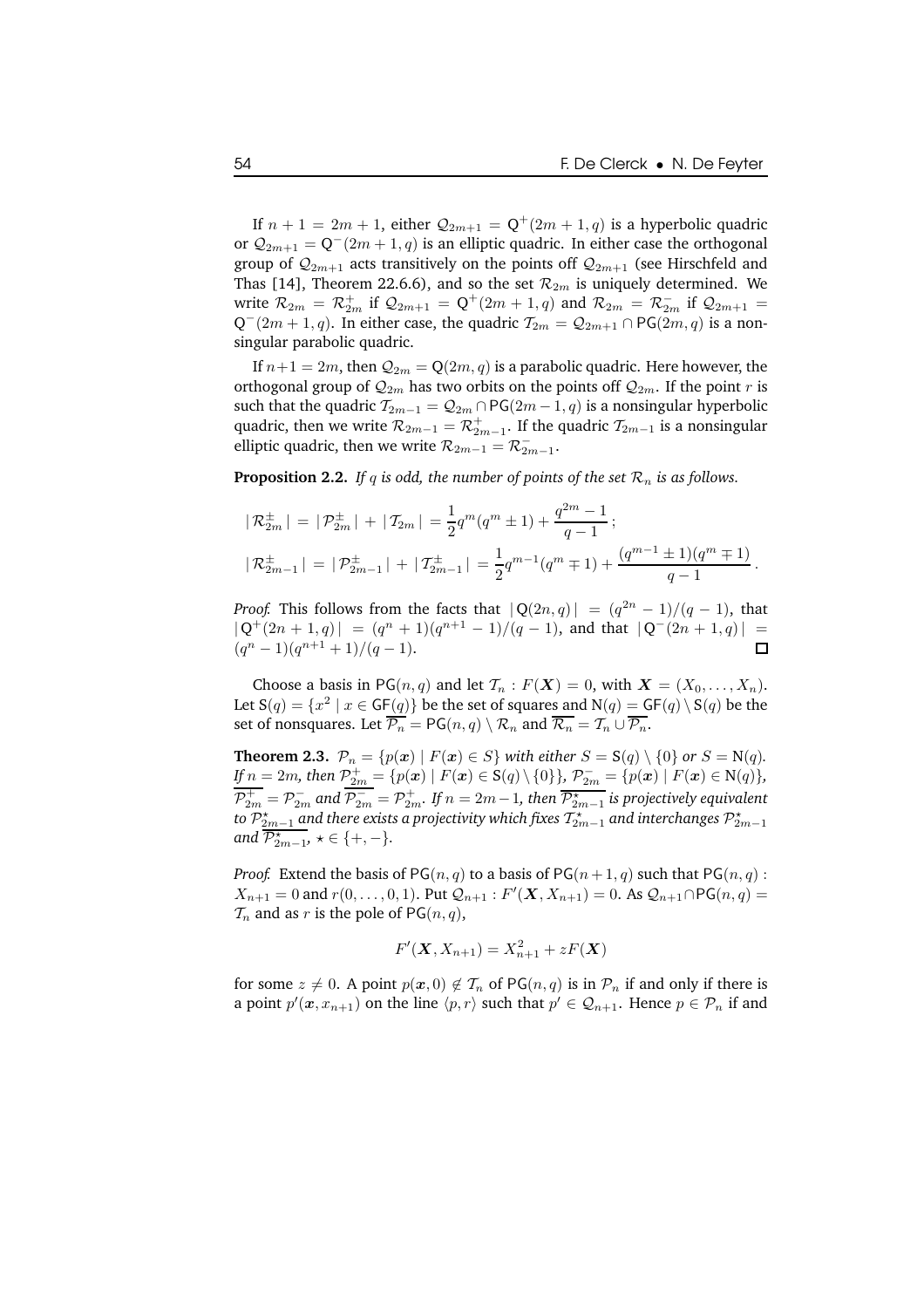If $n+1 = 2m+1$, either $\mathcal{Q}_{2m+1} = \mathsf{Q}^+(2m+1, q)$ is a hyperbolic quadric or $\mathcal{Q}_{2m+1} = \mathsf{Q}^-(2m+1, q)$ is an elliptic quadric. In either case the orthogonal group of $\mathcal{Q}_{2m+1}$ acts transitively on the points off $\mathcal{Q}_{2m+1}$ (see Hirschfeld and Thas [14], Theorem 22.6.6), and so the set $\mathcal{R}_{2m}$ is uniquely determined. We write $\mathcal{R}_{2m} = \mathcal{R}^+_{2m}$ if $\mathcal{Q}_{2m+1} = \mathsf{Q}^+(2m+1, q)$ and $\mathcal{R}_{2m} = \mathcal{R}^-_{2m}$ if $\mathcal{Q}_{2m+1} = \mathsf{Q}^-(2m+1, q)$. In either case, the quadric $\mathcal{T}_{2m} = \mathcal{Q}_{2m+1} \cap \mathsf{PG}(2m, q)$ is a nonsingular parabolic quadric.

If $n+1 = 2m$, then $\mathcal{Q}_{2m} = \mathsf{Q}(2m, q)$ is a parabolic quadric. Here however, the orthogonal group of $\mathcal{Q}_{2m}$ has two orbits on the points off $\mathcal{Q}_{2m}$. If the point $r$ is such that the quadric $\mathcal{T}_{2m-1} = \mathcal{Q}_{2m} \cap \mathsf{PG}(2m-1, q)$ is a nonsingular hyperbolic quadric, then we write $\mathcal{R}_{2m-1} = \mathcal{R}^+_{2m-1}$. If the quadric $\mathcal{T}_{2m-1}$ is a nonsingular elliptic quadric, then we write $\mathcal{R}_{2m-1} = \mathcal{R}^-_{2m-1}$.

**Proposition 2.2.** *If $q$ is odd, the number of points of the set $\mathcal{R}_n$ is as follows.*

$$|\,\mathcal{R}^\pm_{2m}\,| = |\,\mathcal{P}^\pm_{2m}\,| + |\,\mathcal{T}_{2m}\,| = \frac{1}{2}q^m(q^m \pm 1) + \frac{q^{2m}-1}{q-1}\,;$$

$$|\,\mathcal{R}^\pm_{2m-1}\,| = |\,\mathcal{P}^\pm_{2m-1}\,| + |\,\mathcal{T}^\pm_{2m-1}\,| = \frac{1}{2}q^{m-1}(q^m \mp 1) + \frac{(q^{m-1} \pm 1)(q^m \mp 1)}{q-1}\,.$$

*Proof.* This follows from the facts that $|\,\mathsf{Q}(2n, q)\,| = (q^{2n}-1)/(q-1)$, that $|\,\mathsf{Q}^+(2n+1, q)\,| = (q^n+1)(q^{n+1}-1)/(q-1)$, and that $|\,\mathsf{Q}^-(2n+1, q)\,| = (q^n-1)(q^{n+1}+1)/(q-1)$. $\square$

Choose a basis in $\mathsf{PG}(n, q)$ and let $\mathcal{T}_n : F(\boldsymbol{X}) = 0$, with $\boldsymbol{X} = (X_0, \ldots, X_n)$. Let $\mathsf{S}(q) = \{x^2 \mid x \in \mathsf{GF}(q)\}$ be the set of squares and $\mathsf{N}(q) = \mathsf{GF}(q) \setminus \mathsf{S}(q)$ be the set of nonsquares. Let $\overline{\mathcal{P}_n} = \mathsf{PG}(n, q) \setminus \mathcal{R}_n$ and $\overline{\mathcal{R}_n} = \mathcal{T}_n \cup \overline{\mathcal{P}_n}$.

**Theorem 2.3.** *$\mathcal{P}_n = \{p(\boldsymbol{x}) \mid F(\boldsymbol{x}) \in S\}$ with either $S = \mathsf{S}(q) \setminus \{0\}$ or $S = \mathsf{N}(q)$. If $n = 2m$, then $\mathcal{P}^+_{2m} = \{p(\boldsymbol{x}) \mid F(\boldsymbol{x}) \in \mathsf{S}(q) \setminus \{0\}\}$, $\mathcal{P}^-_{2m} = \{p(\boldsymbol{x}) \mid F(\boldsymbol{x}) \in \mathsf{N}(q)\}$, $\overline{\mathcal{P}^+_{2m}} = \mathcal{P}^-_{2m}$ and $\overline{\mathcal{P}^-_{2m}} = \mathcal{P}^+_{2m}$. If $n = 2m-1$, then $\overline{\mathcal{P}^\star_{2m-1}}$ is projectively equivalent to $\mathcal{P}^\star_{2m-1}$ and there exists a projectivity which fixes $\mathcal{T}^\star_{2m-1}$ and interchanges $\mathcal{P}^\star_{2m-1}$ and $\overline{\mathcal{P}^\star_{2m-1}}$, $\star \in \{+, -\}$.*

*Proof.* Extend the basis of $\mathsf{PG}(n, q)$ to a basis of $\mathsf{PG}(n+1, q)$ such that $\mathsf{PG}(n, q) : X_{n+1} = 0$ and $r(0, \ldots, 0, 1)$. Put $\mathcal{Q}_{n+1} : F'(\boldsymbol{X}, X_{n+1}) = 0$. As $\mathcal{Q}_{n+1} \cap \mathsf{PG}(n, q) = \mathcal{T}_n$ and as $r$ is the pole of $\mathsf{PG}(n, q)$,

$$F'(\boldsymbol{X}, X_{n+1}) = X^2_{n+1} + zF(\boldsymbol{X})$$

for some $z \neq 0$. A point $p(\boldsymbol{x}, 0) \notin \mathcal{T}_n$ of $\mathsf{PG}(n, q)$ is in $\mathcal{P}_n$ if and only if there is a point $p'(\boldsymbol{x}, x_{n+1})$ on the line $\langle p, r \rangle$ such that $p' \in \mathcal{Q}_{n+1}$. Hence $p \in \mathcal{P}_n$ if and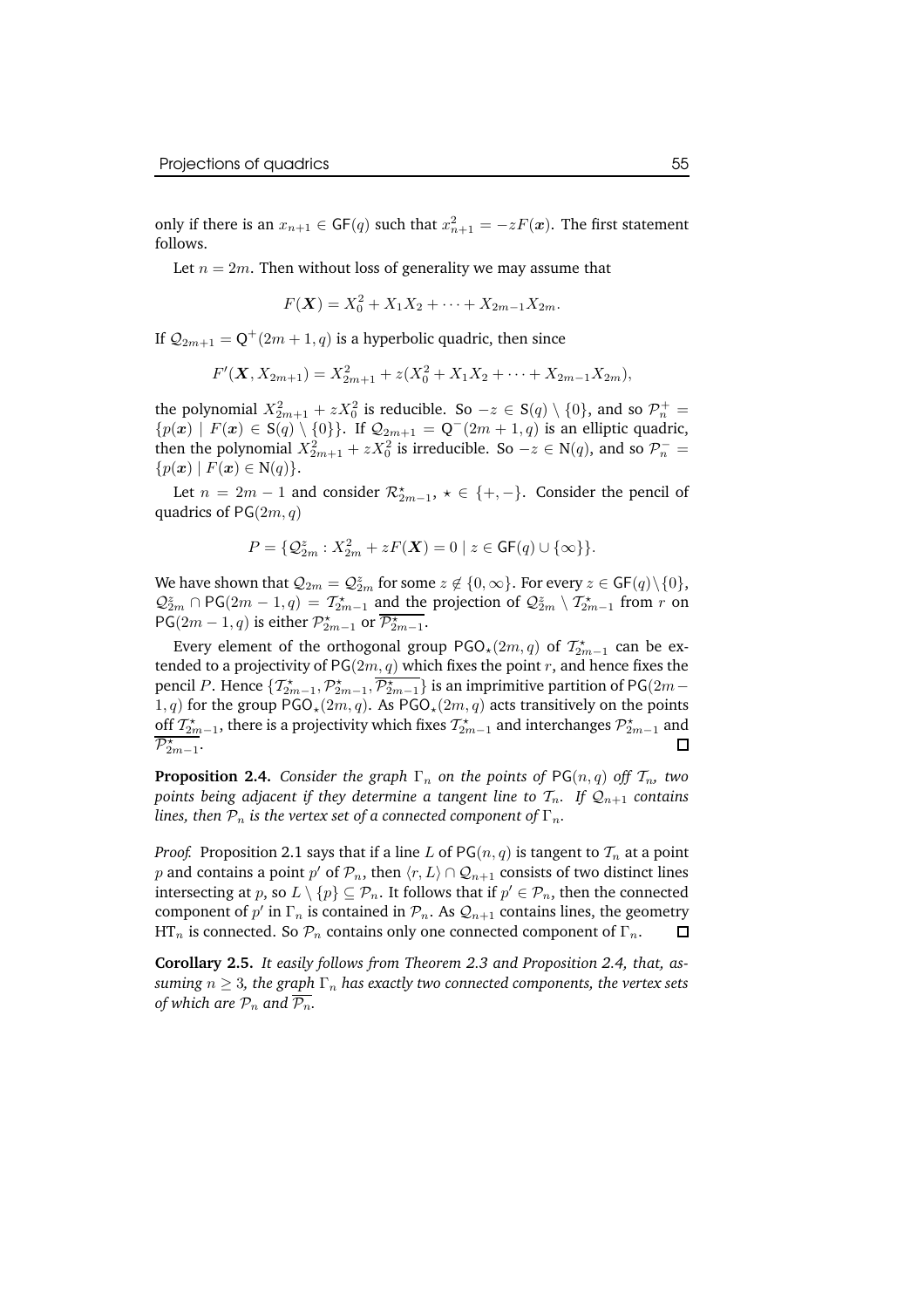only if there is an $x_{n+1} \in \mathsf{GF}(q)$ such that $x_{n+1}^2 = -zF(\boldsymbol{x})$. The first statement follows.

Let $n = 2m$. Then without loss of generality we may assume that

$$F(\boldsymbol{X}) = X_0^2 + X_1X_2 + \cdots + X_{2m-1}X_{2m}.$$

If $\mathcal{Q}_{2m+1} = \mathsf{Q}^+(2m+1, q)$ is a hyperbolic quadric, then since

$$F'(\boldsymbol{X}, X_{2m+1}) = X_{2m+1}^2 + z(X_0^2 + X_1X_2 + \cdots + X_{2m-1}X_{2m}),$$

the polynomial $X_{2m+1}^2 + zX_0^2$ is reducible. So $-z \in \mathsf{S}(q) \setminus \{0\}$, and so $\mathcal{P}_n^+ = \{p(\boldsymbol{x}) \mid F(\boldsymbol{x}) \in \mathsf{S}(q) \setminus \{0\}\}$. If $\mathcal{Q}_{2m+1} = \mathsf{Q}^-(2m+1, q)$ is an elliptic quadric, then the polynomial $X_{2m+1}^2 + zX_0^2$ is irreducible. So $-z \in \mathsf{N}(q)$, and so $\mathcal{P}_n^- = \{p(\boldsymbol{x}) \mid F(\boldsymbol{x}) \in \mathsf{N}(q)\}$.

Let $n = 2m-1$ and consider $\mathcal{R}_{2m-1}^\star$, $\star \in \{+, -\}$. Consider the pencil of quadrics of $\mathsf{PG}(2m, q)$

$$P = \{\mathcal{Q}_{2m}^z : X_{2m}^2 + zF(\boldsymbol{X}) = 0 \mid z \in \mathsf{GF}(q) \cup \{\infty\}\}.$$

We have shown that $\mathcal{Q}_{2m} = \mathcal{Q}_{2m}^z$ for some $z \notin \{0, \infty\}$. For every $z \in \mathsf{GF}(q) \setminus \{0\}$, $\mathcal{Q}_{2m}^z \cap \mathsf{PG}(2m-1, q) = \mathcal{T}_{2m-1}^\star$ and the projection of $\mathcal{Q}_{2m}^z \setminus \mathcal{T}_{2m-1}^\star$ from $r$ on $\mathsf{PG}(2m-1, q)$ is either $\mathcal{P}_{2m-1}^\star$ or $\overline{\mathcal{P}_{2m-1}^\star}$.

Every element of the orthogonal group $\mathsf{PGO}_\star(2m, q)$ of $\mathcal{T}_{2m-1}^\star$ can be extended to a projectivity of $\mathsf{PG}(2m, q)$ which fixes the point $r$, and hence fixes the pencil $P$. Hence $\{\mathcal{T}_{2m-1}^\star, \mathcal{P}_{2m-1}^\star, \overline{\mathcal{P}_{2m-1}^\star}\}$ is an imprimitive partition of $\mathsf{PG}(2m-1, q)$ for the group $\mathsf{PGO}_\star(2m, q)$. As $\mathsf{PGO}_\star(2m, q)$ acts transitively on the points off $\mathcal{T}_{2m-1}^\star$, there is a projectivity which fixes $\mathcal{T}_{2m-1}^\star$ and interchanges $\mathcal{P}_{2m-1}^\star$ and $\overline{\mathcal{P}_{2m-1}^\star}$. □

**Proposition 2.4.** *Consider the graph $\Gamma_n$ on the points of $\mathsf{PG}(n, q)$ off $\mathcal{T}_n$, two points being adjacent if they determine a tangent line to $\mathcal{T}_n$. If $\mathcal{Q}_{n+1}$ contains lines, then $\mathcal{P}_n$ is the vertex set of a connected component of $\Gamma_n$.*

*Proof.* Proposition 2.1 says that if a line $L$ of $\mathsf{PG}(n, q)$ is tangent to $\mathcal{T}_n$ at a point $p$ and contains a point $p'$ of $\mathcal{P}_n$, then $\langle r, L\rangle \cap \mathcal{Q}_{n+1}$ consists of two distinct lines intersecting at $p$, so $L \setminus \{p\} \subseteq \mathcal{P}_n$. It follows that if $p' \in \mathcal{P}_n$, then the connected component of $p'$ in $\Gamma_n$ is contained in $\mathcal{P}_n$. As $\mathcal{Q}_{n+1}$ contains lines, the geometry $\mathrm{HT}_n$ is connected. So $\mathcal{P}_n$ contains only one connected component of $\Gamma_n$. □

**Corollary 2.5.** *It easily follows from Theorem 2.3 and Proposition 2.4, that, assuming $n \geq 3$, the graph $\Gamma_n$ has exactly two connected components, the vertex sets of which are $\mathcal{P}_n$ and $\overline{\mathcal{P}_n}$.*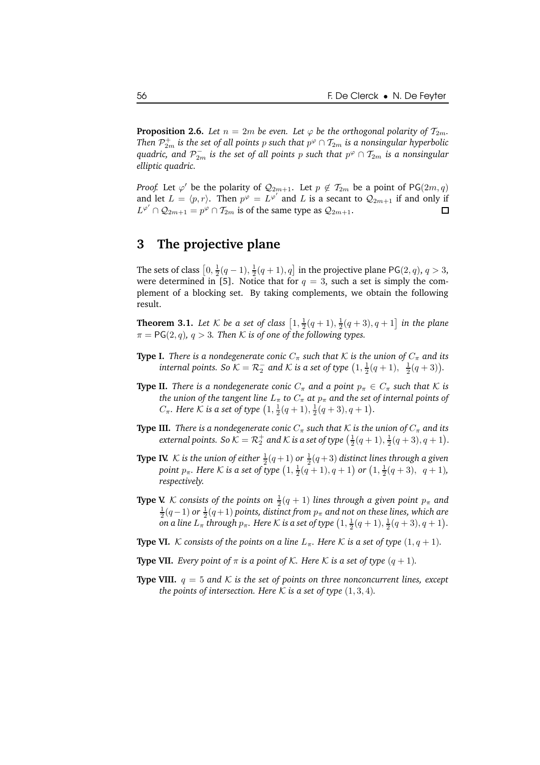**Proposition 2.6.** *Let $n = 2m$ be even. Let $\varphi$ be the orthogonal polarity of $\mathcal{T}_{2m}$. Then $\mathcal{P}^+_{2m}$ is the set of all points $p$ such that $p^\varphi \cap \mathcal{T}_{2m}$ is a nonsingular hyperbolic quadric, and $\mathcal{P}^-_{2m}$ is the set of all points $p$ such that $p^\varphi \cap \mathcal{T}_{2m}$ is a nonsingular elliptic quadric.*

*Proof.* Let $\varphi'$ be the polarity of $\mathcal{Q}_{2m+1}$. Let $p \notin \mathcal{T}_{2m}$ be a point of $\mathsf{PG}(2m, q)$ and let $L = \langle p, r \rangle$. Then $p^\varphi = L^{\varphi'}$ and $L$ is a secant to $\mathcal{Q}_{2m+1}$ if and only if $L^{\varphi'} \cap \mathcal{Q}_{2m+1} = p^\varphi \cap \mathcal{T}_{2m}$ is of the same type as $\mathcal{Q}_{2m+1}$. □

## 3 The projective plane

The sets of class $\left[0, \frac{1}{2}(q-1), \frac{1}{2}(q+1), q\right]$ in the projective plane $\mathsf{PG}(2, q)$, $q > 3$, were determined in [5]. Notice that for $q = 3$, such a set is simply the complement of a blocking set. By taking complements, we obtain the following result.

**Theorem 3.1.** *Let $\mathcal{K}$ be a set of class $\left[1, \frac{1}{2}(q+1), \frac{1}{2}(q+3), q+1\right]$ in the plane $\pi = \mathsf{PG}(2, q)$, $q > 3$. Then $\mathcal{K}$ is of one of the following types.*

- **Type I.** *There is a nondegenerate conic $C_\pi$ such that $\mathcal{K}$ is the union of $C_\pi$ and its internal points. So $\mathcal{K} = \mathcal{R}^-_2$ and $\mathcal{K}$ is a set of type $\left(1, \frac{1}{2}(q+1), \ \frac{1}{2}(q+3)\right)$.*
- **Type II.** *There is a nondegenerate conic $C_\pi$ and a point $p_\pi \in C_\pi$ such that $\mathcal{K}$ is the union of the tangent line $L_\pi$ to $C_\pi$ at $p_\pi$ and the set of internal points of $C_\pi$. Here $\mathcal{K}$ is a set of type $\left(1, \frac{1}{2}(q+1), \frac{1}{2}(q+3), q+1\right)$.*
- **Type III.** *There is a nondegenerate conic $C_\pi$ such that $\mathcal{K}$ is the union of $C_\pi$ and its external points. So $\mathcal{K} = \mathcal{R}^+_2$ and $\mathcal{K}$ is a set of type $\left(\frac{1}{2}(q+1), \frac{1}{2}(q+3), q+1\right)$.*
- **Type IV.** *$\mathcal{K}$ is the union of either $\frac{1}{2}(q+1)$ or $\frac{1}{2}(q+3)$ distinct lines through a given point $p_\pi$. Here $\mathcal{K}$ is a set of type $\left(1, \frac{1}{2}(q+1), q+1\right)$ or $\left(1, \frac{1}{2}(q+3), \ q+1\right)$, respectively.*
- **Type V.** *$\mathcal{K}$ consists of the points on $\frac{1}{2}(q+1)$ lines through a given point $p_\pi$ and $\frac{1}{2}(q-1)$ or $\frac{1}{2}(q+1)$ points, distinct from $p_\pi$ and not on these lines, which are on a line $L_\pi$ through $p_\pi$. Here $\mathcal{K}$ is a set of type $\left(1, \frac{1}{2}(q+1), \frac{1}{2}(q+3), q+1\right)$.*
- **Type VI.** *$\mathcal{K}$ consists of the points on a line $L_\pi$. Here $\mathcal{K}$ is a set of type $(1, q+1)$.*
- **Type VII.** *Every point of $\pi$ is a point of $\mathcal{K}$. Here $\mathcal{K}$ is a set of type $(q+1)$.*
- **Type VIII.** *$q = 5$ and $\mathcal{K}$ is the set of points on three nonconcurrent lines, except the points of intersection. Here $\mathcal{K}$ is a set of type $(1, 3, 4)$.*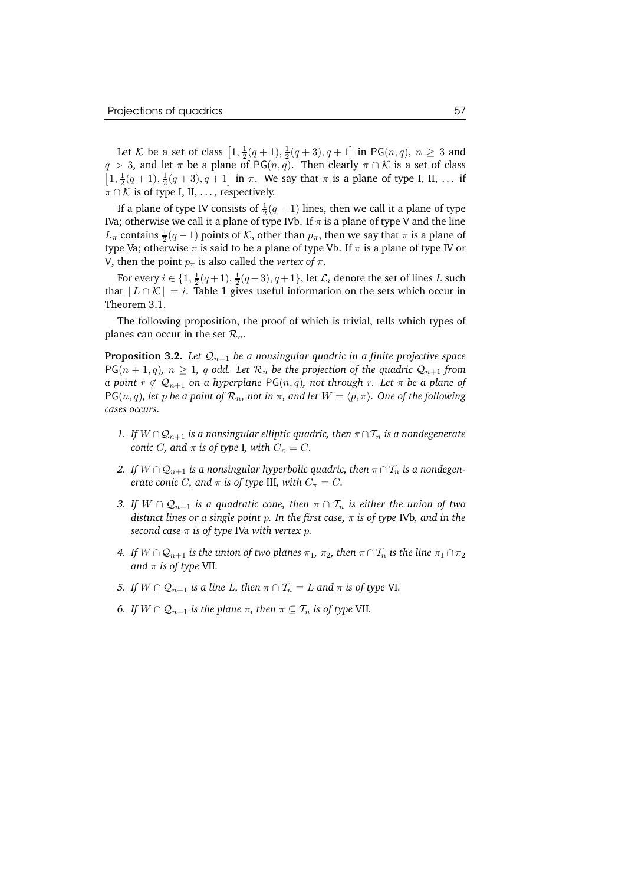Let $\mathcal{K}$ be a set of class $\left[1, \frac{1}{2}(q+1), \frac{1}{2}(q+3), q+1\right]$ in $\mathsf{PG}(n,q)$, $n \geq 3$ and $q > 3$, and let $\pi$ be a plane of $\mathsf{PG}(n,q)$. Then clearly $\pi \cap \mathcal{K}$ is a set of class $\left[1, \frac{1}{2}(q+1), \frac{1}{2}(q+3), q+1\right]$ in $\pi$. We say that $\pi$ is a plane of type I, II, … if $\pi \cap \mathcal{K}$ is of type I, II, …, respectively.

If a plane of type IV consists of $\frac{1}{2}(q+1)$ lines, then we call it a plane of type IVa; otherwise we call it a plane of type IVb. If $\pi$ is a plane of type V and the line $L_\pi$ contains $\frac{1}{2}(q-1)$ points of $\mathcal{K}$, other than $p_\pi$, then we say that $\pi$ is a plane of type Va; otherwise $\pi$ is said to be a plane of type Vb. If $\pi$ is a plane of type IV or V, then the point $p_\pi$ is also called the *vertex of* $\pi$.

For every $i \in \{1, \frac{1}{2}(q+1), \frac{1}{2}(q+3), q+1\}$, let $\mathcal{L}_i$ denote the set of lines $L$ such that $|L \cap \mathcal{K}| = i$. Table 1 gives useful information on the sets which occur in Theorem 3.1.

The following proposition, the proof of which is trivial, tells which types of planes can occur in the set $\mathcal{R}_n$.

**Proposition 3.2.** *Let $\mathcal{Q}_{n+1}$ be a nonsingular quadric in a finite projective space $\mathsf{PG}(n+1,q)$, $n \geq 1$, $q$ odd. Let $\mathcal{R}_n$ be the projection of the quadric $\mathcal{Q}_{n+1}$ from a point $r \notin \mathcal{Q}_{n+1}$ on a hyperplane $\mathsf{PG}(n,q)$, not through $r$. Let $\pi$ be a plane of $\mathsf{PG}(n,q)$, let $p$ be a point of $\mathcal{R}_n$, not in $\pi$, and let $W = \langle p, \pi \rangle$. One of the following cases occurs.*

1. *If $W \cap \mathcal{Q}_{n+1}$ is a nonsingular elliptic quadric, then $\pi \cap \mathcal{T}_n$ is a nondegenerate conic $C$, and $\pi$ is of type* I*, with $C_\pi = C$.*
2. *If $W \cap \mathcal{Q}_{n+1}$ is a nonsingular hyperbolic quadric, then $\pi \cap \mathcal{T}_n$ is a nondegenerate conic $C$, and $\pi$ is of type* III*, with $C_\pi = C$.*
3. *If $W \cap \mathcal{Q}_{n+1}$ is a quadratic cone, then $\pi \cap \mathcal{T}_n$ is either the union of two distinct lines or a single point $p$. In the first case, $\pi$ is of type* IVb*, and in the second case $\pi$ is of type* IVa *with vertex $p$.*
4. *If $W \cap \mathcal{Q}_{n+1}$ is the union of two planes $\pi_1$, $\pi_2$, then $\pi \cap \mathcal{T}_n$ is the line $\pi_1 \cap \pi_2$ and $\pi$ is of type* VII*.*
5. *If $W \cap \mathcal{Q}_{n+1}$ is a line $L$, then $\pi \cap \mathcal{T}_n = L$ and $\pi$ is of type* VI*.*
6. *If $W \cap \mathcal{Q}_{n+1}$ is the plane $\pi$, then $\pi \subseteq \mathcal{T}_n$ is of type* VII*.*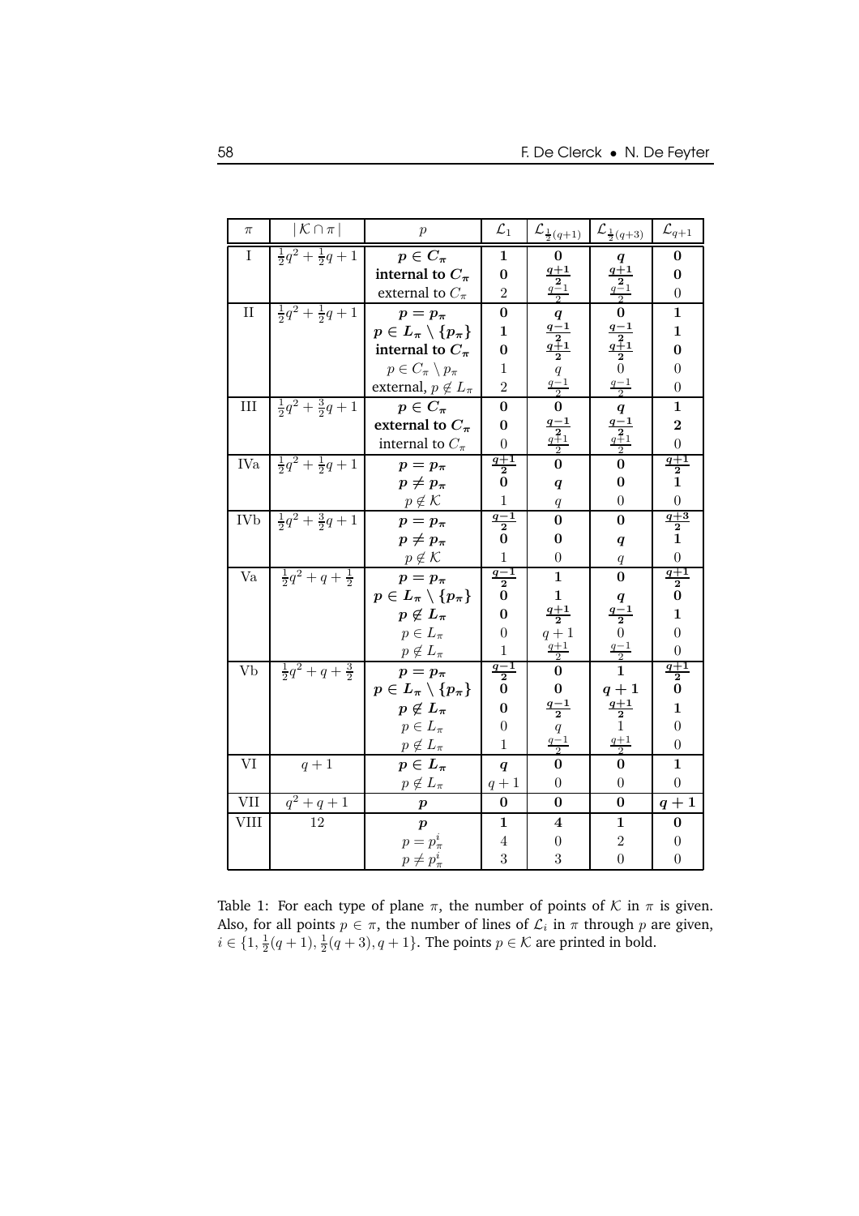| $\pi$ | $\lvert\mathcal{K}\cap\pi\rvert$ | $p$ | $\mathcal{L}_1$ | $\mathcal{L}_{\frac{1}{2}(q+1)}$ | $\mathcal{L}_{\frac{1}{2}(q+3)}$ | $\mathcal{L}_{q+1}$ |
|---|---|---|---|---|---|---|
| I | $\frac{1}{2}q^2+\frac{1}{2}q+1$ | $\boldsymbol{p\in C_\pi}$ | $\mathbf{1}$ | $\mathbf{0}$ | $\boldsymbol{q}$ | $\mathbf{0}$ |
| | | **internal to** $\boldsymbol{C_\pi}$ | $\mathbf{0}$ | $\boldsymbol{\frac{q+1}{2}}$ | $\boldsymbol{\frac{q+1}{2}}$ | $\mathbf{0}$ |
| | | external to $C_\pi$ | $2$ | $\frac{q-1}{2}$ | $\frac{q-1}{2}$ | $0$ |
| II | $\frac{1}{2}q^2+\frac{1}{2}q+1$ | $\boldsymbol{p=p_\pi}$ | $\mathbf{0}$ | $\boldsymbol{q}$ | $\mathbf{0}$ | $\mathbf{1}$ |
| | | $\boldsymbol{p\in L_\pi\setminus\{p_\pi\}}$ | $\mathbf{1}$ | $\boldsymbol{\frac{q-1}{2}}$ | $\boldsymbol{\frac{q-1}{2}}$ | $\mathbf{1}$ |
| | | **internal to** $\boldsymbol{C_\pi}$ | $\mathbf{0}$ | $\boldsymbol{\frac{q+1}{2}}$ | $\boldsymbol{\frac{q+1}{2}}$ | $\mathbf{0}$ |
| | | $p\in C_\pi\setminus p_\pi$ | $1$ | $q$ | $0$ | $0$ |
| | | external, $p\notin L_\pi$ | $2$ | $\frac{q-1}{2}$ | $\frac{q-1}{2}$ | $0$ |
| III | $\frac{1}{2}q^2+\frac{3}{2}q+1$ | $\boldsymbol{p\in C_\pi}$ | $\mathbf{0}$ | $\mathbf{0}$ | $\boldsymbol{q}$ | $\mathbf{1}$ |
| | | **external to** $\boldsymbol{C_\pi}$ | $\mathbf{0}$ | $\boldsymbol{\frac{q-1}{2}}$ | $\boldsymbol{\frac{q-1}{2}}$ | $\mathbf{2}$ |
| | | internal to $C_\pi$ | $0$ | $\frac{q+1}{2}$ | $\frac{q+1}{2}$ | $0$ |
| IVa | $\frac{1}{2}q^2+\frac{1}{2}q+1$ | $\boldsymbol{p=p_\pi}$ | $\boldsymbol{\frac{q+1}{2}}$ | $\mathbf{0}$ | $\mathbf{0}$ | $\boldsymbol{\frac{q+1}{2}}$ |
| | | $\boldsymbol{p\neq p_\pi}$ | $\mathbf{0}$ | $\boldsymbol{q}$ | $\mathbf{0}$ | $\mathbf{1}$ |
| | | $p\notin\mathcal{K}$ | $1$ | $q$ | $0$ | $0$ |
| IVb | $\frac{1}{2}q^2+\frac{3}{2}q+1$ | $\boldsymbol{p=p_\pi}$ | $\boldsymbol{\frac{q-1}{2}}$ | $\mathbf{0}$ | $\mathbf{0}$ | $\boldsymbol{\frac{q+3}{2}}$ |
| | | $\boldsymbol{p\neq p_\pi}$ | $\mathbf{0}$ | $\mathbf{0}$ | $\boldsymbol{q}$ | $\mathbf{1}$ |
| | | $p\notin\mathcal{K}$ | $1$ | $0$ | $q$ | $0$ |
| Va | $\frac{1}{2}q^2+q+\frac{1}{2}$ | $\boldsymbol{p=p_\pi}$ | $\boldsymbol{\frac{q-1}{2}}$ | $\mathbf{1}$ | $\mathbf{0}$ | $\boldsymbol{\frac{q+1}{2}}$ |
| | | $\boldsymbol{p\in L_\pi\setminus\{p_\pi\}}$ | $\mathbf{0}$ | $\mathbf{1}$ | $\boldsymbol{q}$ | $\mathbf{0}$ |
| | | $\boldsymbol{p\notin L_\pi}$ | $\mathbf{0}$ | $\boldsymbol{\frac{q+1}{2}}$ | $\boldsymbol{\frac{q-1}{2}}$ | $\mathbf{1}$ |
| | | $p\in L_\pi$ | $0$ | $q+1$ | $0$ | $0$ |
| | | $p\notin L_\pi$ | $1$ | $\frac{q+1}{2}$ | $\frac{q-1}{2}$ | $0$ |
| Vb | $\frac{1}{2}q^2+q+\frac{3}{2}$ | $\boldsymbol{p=p_\pi}$ | $\boldsymbol{\frac{q-1}{2}}$ | $\mathbf{0}$ | $\mathbf{1}$ | $\boldsymbol{\frac{q+1}{2}}$ |
| | | $\boldsymbol{p\in L_\pi\setminus\{p_\pi\}}$ | $\mathbf{0}$ | $\mathbf{0}$ | $\boldsymbol{q+1}$ | $\mathbf{0}$ |
| | | $\boldsymbol{p\notin L_\pi}$ | $\mathbf{0}$ | $\boldsymbol{\frac{q-1}{2}}$ | $\boldsymbol{\frac{q+1}{2}}$ | $\mathbf{1}$ |
| | | $p\in L_\pi$ | $0$ | $q$ | $1$ | $0$ |
| | | $p\notin L_\pi$ | $1$ | $\frac{q-1}{2}$ | $\frac{q+1}{2}$ | $0$ |
| VI | $q+1$ | $\boldsymbol{p\in L_\pi}$ | $\boldsymbol{q}$ | $\mathbf{0}$ | $\mathbf{0}$ | $\mathbf{1}$ |
| | | $p\notin L_\pi$ | $q+1$ | $0$ | $0$ | $0$ |
| VII | $q^2+q+1$ | $\boldsymbol{p}$ | $\mathbf{0}$ | $\mathbf{0}$ | $\mathbf{0}$ | $\boldsymbol{q+1}$ |
| VIII | $12$ | $\boldsymbol{p}$ | $\mathbf{1}$ | $\mathbf{4}$ | $\mathbf{1}$ | $\mathbf{0}$ |
| | | $p=p_\pi^i$ | $4$ | $0$ | $2$ | $0$ |
| | | $p\neq p_\pi^i$ | $3$ | $3$ | $0$ | $0$ |

Table 1: For each type of plane $\pi$, the number of points of $\mathcal{K}$ in $\pi$ is given. Also, for all points $p\in\pi$, the number of lines of $\mathcal{L}_i$ in $\pi$ through $p$ are given, $i\in\{1,\frac{1}{2}(q+1),\frac{1}{2}(q+3),q+1\}$. The points $p\in\mathcal{K}$ are printed in bold.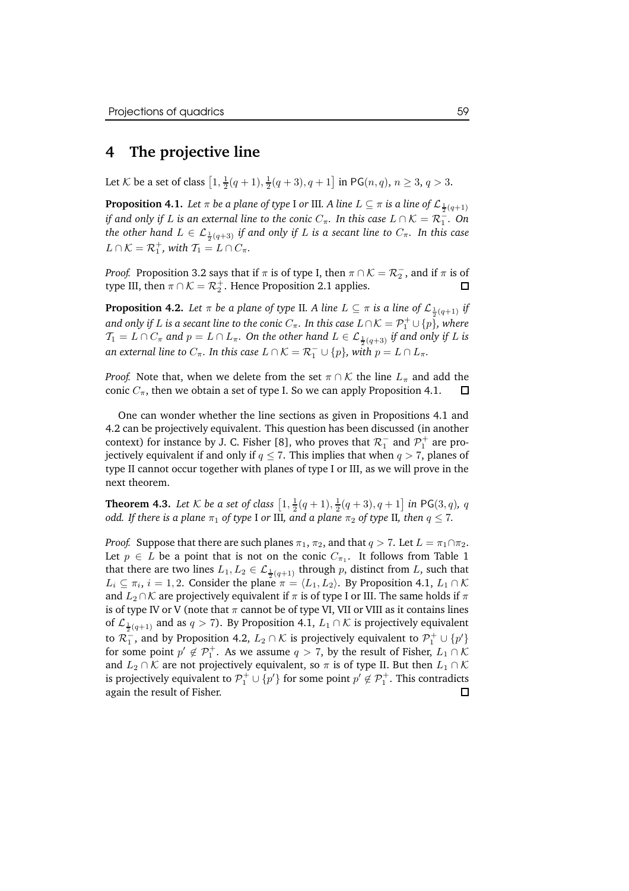# 4 The projective line

Let $\mathcal{K}$ be a set of class $\left[1, \frac{1}{2}(q+1), \frac{1}{2}(q+3), q+1\right]$ in $\mathsf{PG}(n,q)$, $n \geq 3$, $q > 3$.

**Proposition 4.1.** *Let $\pi$ be a plane of type* I *or* III*. A line $L \subseteq \pi$ is a line of $\mathcal{L}_{\frac{1}{2}(q+1)}$ if and only if $L$ is an external line to the conic $C_\pi$. In this case $L \cap \mathcal{K} = \mathcal{R}_1^-$. On the other hand $L \in \mathcal{L}_{\frac{1}{2}(q+3)}$ if and only if $L$ is a secant line to $C_\pi$. In this case $L \cap \mathcal{K} = \mathcal{R}_1^+$, with $\mathcal{T}_1 = L \cap C_\pi$.*

*Proof.* Proposition 3.2 says that if $\pi$ is of type I, then $\pi \cap \mathcal{K} = \mathcal{R}_2^-$, and if $\pi$ is of type III, then $\pi \cap \mathcal{K} = \mathcal{R}_2^+$. Hence Proposition 2.1 applies. □

**Proposition 4.2.** *Let $\pi$ be a plane of type* II*. A line $L \subseteq \pi$ is a line of $\mathcal{L}_{\frac{1}{2}(q+1)}$ if and only if $L$ is a secant line to the conic $C_\pi$. In this case $L \cap \mathcal{K} = \mathcal{P}_1^+ \cup \{p\}$, where $\mathcal{T}_1 = L \cap C_\pi$ and $p = L \cap L_\pi$. On the other hand $L \in \mathcal{L}_{\frac{1}{2}(q+3)}$ if and only if $L$ is an external line to $C_\pi$. In this case $L \cap \mathcal{K} = \mathcal{R}_1^- \cup \{p\}$, with $p = L \cap L_\pi$.*

*Proof.* Note that, when we delete from the set $\pi \cap \mathcal{K}$ the line $L_\pi$ and add the conic $C_\pi$, then we obtain a set of type I. So we can apply Proposition 4.1. □

One can wonder whether the line sections as given in Propositions 4.1 and 4.2 can be projectively equivalent. This question has been discussed (in another context) for instance by J. C. Fisher [8], who proves that $\mathcal{R}_1^-$ and $\mathcal{P}_1^+$ are projectively equivalent if and only if $q \leq 7$. This implies that when $q > 7$, planes of type II cannot occur together with planes of type I or III, as we will prove in the next theorem.

**Theorem 4.3.** *Let $\mathcal{K}$ be a set of class $\left[1, \frac{1}{2}(q+1), \frac{1}{2}(q+3), q+1\right]$ in $\mathsf{PG}(3,q)$, $q$ odd. If there is a plane $\pi_1$ of type* I *or* III*, and a plane $\pi_2$ of type* II*, then $q \leq 7$.*

*Proof.* Suppose that there are such planes $\pi_1$, $\pi_2$, and that $q > 7$. Let $L = \pi_1 \cap \pi_2$. Let $p \in L$ be a point that is not on the conic $C_{\pi_1}$. It follows from Table 1 that there are two lines $L_1, L_2 \in \mathcal{L}_{\frac{1}{2}(q+1)}$ through $p$, distinct from $L$, such that $L_i \subseteq \pi_i$, $i = 1, 2$. Consider the plane $\pi = \langle L_1, L_2 \rangle$. By Proposition 4.1, $L_1 \cap \mathcal{K}$ and $L_2 \cap \mathcal{K}$ are projectively equivalent if $\pi$ is of type I or III. The same holds if $\pi$ is of type IV or V (note that $\pi$ cannot be of type VI, VII or VIII as it contains lines of $\mathcal{L}_{\frac{1}{2}(q+1)}$ and as $q > 7$). By Proposition 4.1, $L_1 \cap \mathcal{K}$ is projectively equivalent to $\mathcal{R}_1^-$, and by Proposition 4.2, $L_2 \cap \mathcal{K}$ is projectively equivalent to $\mathcal{P}_1^+ \cup \{p'\}$ for some point $p' \notin \mathcal{P}_1^+$. As we assume $q > 7$, by the result of Fisher, $L_1 \cap \mathcal{K}$ and $L_2 \cap \mathcal{K}$ are not projectively equivalent, so $\pi$ is of type II. But then $L_1 \cap \mathcal{K}$ is projectively equivalent to $\mathcal{P}_1^+ \cup \{p'\}$ for some point $p' \notin \mathcal{P}_1^+$. This contradicts again the result of Fisher. □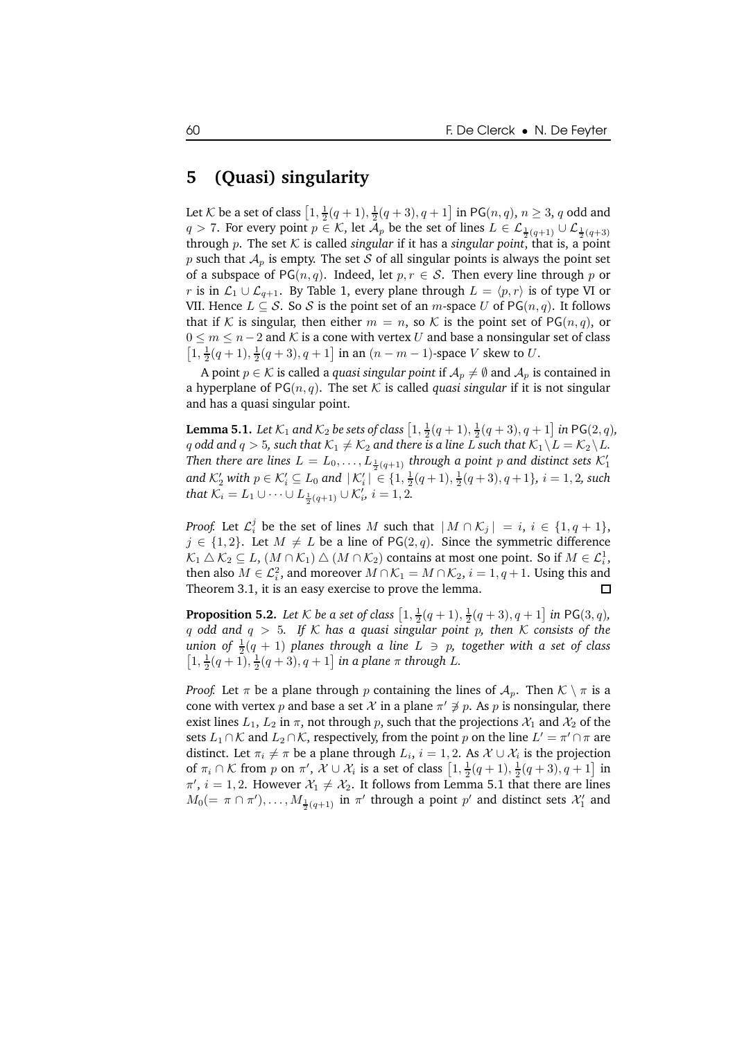## 5 (Quasi) singularity

Let $\mathcal{K}$ be a set of class $\left[1, \frac{1}{2}(q+1), \frac{1}{2}(q+3), q+1\right]$ in $\mathsf{PG}(n,q)$, $n \geq 3$, $q$ odd and $q > 7$. For every point $p \in \mathcal{K}$, let $\mathcal{A}_p$ be the set of lines $L \in \mathcal{L}_{\frac{1}{2}(q+1)} \cup \mathcal{L}_{\frac{1}{2}(q+3)}$ through $p$. The set $\mathcal{K}$ is called *singular* if it has a *singular point*, that is, a point $p$ such that $\mathcal{A}_p$ is empty. The set $\mathcal{S}$ of all singular points is always the point set of a subspace of $\mathsf{PG}(n,q)$. Indeed, let $p, r \in \mathcal{S}$. Then every line through $p$ or $r$ is in $\mathcal{L}_1 \cup \mathcal{L}_{q+1}$. By Table 1, every plane through $L = \langle p, r \rangle$ is of type VI or VII. Hence $L \subseteq \mathcal{S}$. So $\mathcal{S}$ is the point set of an $m$-space $U$ of $\mathsf{PG}(n,q)$. It follows that if $\mathcal{K}$ is singular, then either $m = n$, so $\mathcal{K}$ is the point set of $\mathsf{PG}(n,q)$, or $0 \leq m \leq n-2$ and $\mathcal{K}$ is a cone with vertex $U$ and base a nonsingular set of class $\left[1, \frac{1}{2}(q+1), \frac{1}{2}(q+3), q+1\right]$ in an $(n-m-1)$-space $V$ skew to $U$.

A point $p \in \mathcal{K}$ is called a *quasi singular point* if $\mathcal{A}_p \neq \emptyset$ and $\mathcal{A}_p$ is contained in a hyperplane of $\mathsf{PG}(n,q)$. The set $\mathcal{K}$ is called *quasi singular* if it is not singular and has a quasi singular point.

**Lemma 5.1.** *Let $\mathcal{K}_1$ and $\mathcal{K}_2$ be sets of class $\left[1, \frac{1}{2}(q+1), \frac{1}{2}(q+3), q+1\right]$ in $\mathsf{PG}(2,q)$, $q$ odd and $q > 5$, such that $\mathcal{K}_1 \neq \mathcal{K}_2$ and there is a line $L$ such that $\mathcal{K}_1 \setminus L = \mathcal{K}_2 \setminus L$. Then there are lines $L = L_0, \ldots, L_{\frac{1}{2}(q+1)}$ through a point $p$ and distinct sets $\mathcal{K}_1'$ and $\mathcal{K}_2'$ with $p \in \mathcal{K}_i' \subseteq L_0$ and $|\mathcal{K}_i'| \in \{1, \frac{1}{2}(q+1), \frac{1}{2}(q+3), q+1\}$, $i = 1, 2$, such that $\mathcal{K}_i = L_1 \cup \cdots \cup L_{\frac{1}{2}(q+1)} \cup \mathcal{K}_i'$, $i = 1, 2$.*

*Proof.* Let $\mathcal{L}_i^j$ be the set of lines $M$ such that $|M \cap \mathcal{K}_j| = i$, $i \in \{1, q+1\}$, $j \in \{1, 2\}$. Let $M \neq L$ be a line of $\mathsf{PG}(2,q)$. Since the symmetric difference $\mathcal{K}_1 \triangle \mathcal{K}_2 \subseteq L$, $(M \cap \mathcal{K}_1) \triangle (M \cap \mathcal{K}_2)$ contains at most one point. So if $M \in \mathcal{L}_i^1$, then also $M \in \mathcal{L}_i^2$, and moreover $M \cap \mathcal{K}_1 = M \cap \mathcal{K}_2$, $i = 1, q+1$. Using this and Theorem 3.1, it is an easy exercise to prove the lemma. $\square$

**Proposition 5.2.** *Let $\mathcal{K}$ be a set of class $\left[1, \frac{1}{2}(q+1), \frac{1}{2}(q+3), q+1\right]$ in $\mathsf{PG}(3,q)$, $q$ odd and $q > 5$. If $\mathcal{K}$ has a quasi singular point $p$, then $\mathcal{K}$ consists of the union of $\frac{1}{2}(q+1)$ planes through a line $L \ni p$, together with a set of class $\left[1, \frac{1}{2}(q+1), \frac{1}{2}(q+3), q+1\right]$ in a plane $\pi$ through $L$.*

*Proof.* Let $\pi$ be a plane through $p$ containing the lines of $\mathcal{A}_p$. Then $\mathcal{K} \setminus \pi$ is a cone with vertex $p$ and base a set $\mathcal{X}$ in a plane $\pi' \not\ni p$. As $p$ is nonsingular, there exist lines $L_1$, $L_2$ in $\pi$, not through $p$, such that the projections $\mathcal{X}_1$ and $\mathcal{X}_2$ of the sets $L_1 \cap \mathcal{K}$ and $L_2 \cap \mathcal{K}$, respectively, from the point $p$ on the line $L' = \pi' \cap \pi$ are distinct. Let $\pi_i \neq \pi$ be a plane through $L_i$, $i = 1, 2$. As $\mathcal{X} \cup \mathcal{X}_i$ is the projection of $\pi_i \cap \mathcal{K}$ from $p$ on $\pi'$, $\mathcal{X} \cup \mathcal{X}_i$ is a set of class $\left[1, \frac{1}{2}(q+1), \frac{1}{2}(q+3), q+1\right]$ in $\pi'$, $i = 1, 2$. However $\mathcal{X}_1 \neq \mathcal{X}_2$. It follows from Lemma 5.1 that there are lines $M_0 (= \pi \cap \pi'), \ldots, M_{\frac{1}{2}(q+1)}$ in $\pi'$ through a point $p'$ and distinct sets $\mathcal{X}_1'$ and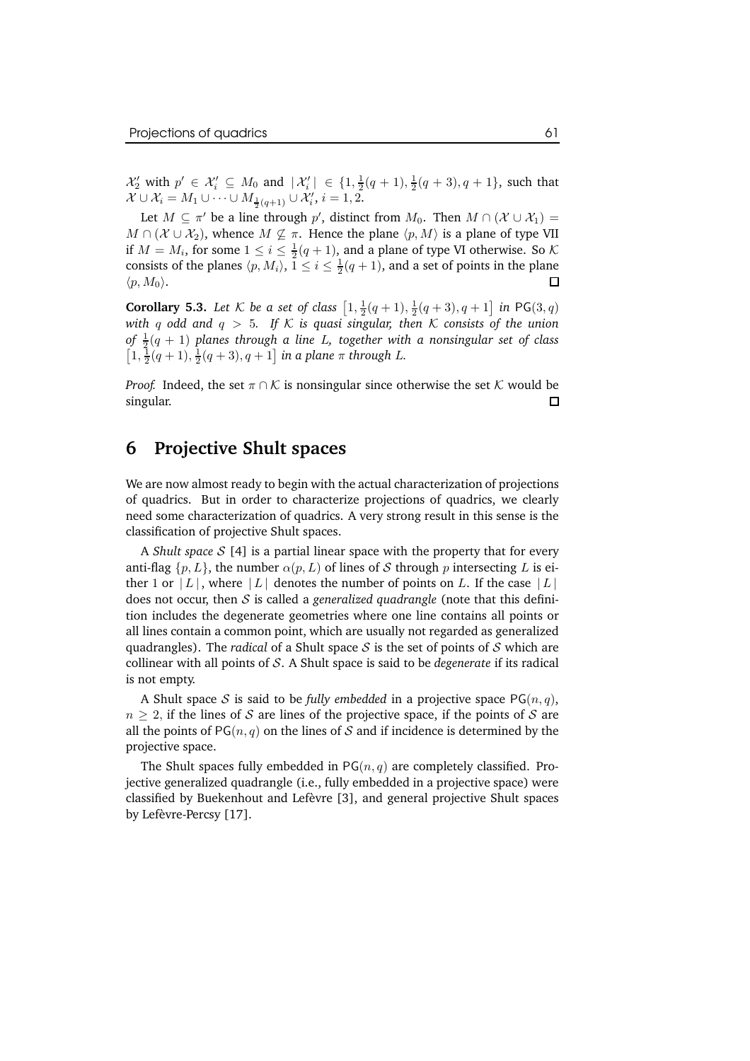$\mathcal{X}_2'$ with $p' \in \mathcal{X}_i' \subseteq M_0$ and $|\mathcal{X}_i'| \in \{1, \frac{1}{2}(q+1), \frac{1}{2}(q+3), q+1\}$, such that $\mathcal{X} \cup \mathcal{X}_i = M_1 \cup \cdots \cup M_{\frac{1}{2}(q+1)} \cup \mathcal{X}_i'$, $i = 1, 2$.

Let $M \subseteq \pi'$ be a line through $p'$, distinct from $M_0$. Then $M \cap (\mathcal{X} \cup \mathcal{X}_1) = M \cap (\mathcal{X} \cup \mathcal{X}_2)$, whence $M \not\subseteq \pi$. Hence the plane $\langle p, M \rangle$ is a plane of type VII if $M = M_i$, for some $1 \leq i \leq \frac{1}{2}(q+1)$, and a plane of type VI otherwise. So $\mathcal{K}$ consists of the planes $\langle p, M_i \rangle$, $1 \leq i \leq \frac{1}{2}(q+1)$, and a set of points in the plane $\langle p, M_0 \rangle$. □

**Corollary 5.3.** *Let $\mathcal{K}$ be a set of class $\left[1, \frac{1}{2}(q+1), \frac{1}{2}(q+3), q+1\right]$ in $\mathsf{PG}(3,q)$ with $q$ odd and $q > 5$. If $\mathcal{K}$ is quasi singular, then $\mathcal{K}$ consists of the union of $\frac{1}{2}(q+1)$ planes through a line $L$, together with a nonsingular set of class $\left[1, \frac{1}{2}(q+1), \frac{1}{2}(q+3), q+1\right]$ in a plane $\pi$ through $L$.*

*Proof.* Indeed, the set $\pi \cap \mathcal{K}$ is nonsingular since otherwise the set $\mathcal{K}$ would be singular. □

# 6 Projective Shult spaces

We are now almost ready to begin with the actual characterization of projections of quadrics. But in order to characterize projections of quadrics, we clearly need some characterization of quadrics. A very strong result in this sense is the classification of projective Shult spaces.

A *Shult space* $\mathcal{S}$ [4] is a partial linear space with the property that for every anti-flag $\{p, L\}$, the number $\alpha(p, L)$ of lines of $\mathcal{S}$ through $p$ intersecting $L$ is either $1$ or $|L|$, where $|L|$ denotes the number of points on $L$. If the case $|L|$ does not occur, then $\mathcal{S}$ is called a *generalized quadrangle* (note that this definition includes the degenerate geometries where one line contains all points or all lines contain a common point, which are usually not regarded as generalized quadrangles). The *radical* of a Shult space $\mathcal{S}$ is the set of points of $\mathcal{S}$ which are collinear with all points of $\mathcal{S}$. A Shult space is said to be *degenerate* if its radical is not empty.

A Shult space $\mathcal{S}$ is said to be *fully embedded* in a projective space $\mathsf{PG}(n,q)$, $n \geq 2$, if the lines of $\mathcal{S}$ are lines of the projective space, if the points of $\mathcal{S}$ are all the points of $\mathsf{PG}(n,q)$ on the lines of $\mathcal{S}$ and if incidence is determined by the projective space.

The Shult spaces fully embedded in $\mathsf{PG}(n,q)$ are completely classified. Projective generalized quadrangle (i.e., fully embedded in a projective space) were classified by Buekenhout and Lefèvre [3], and general projective Shult spaces by Lefèvre-Percsy [17].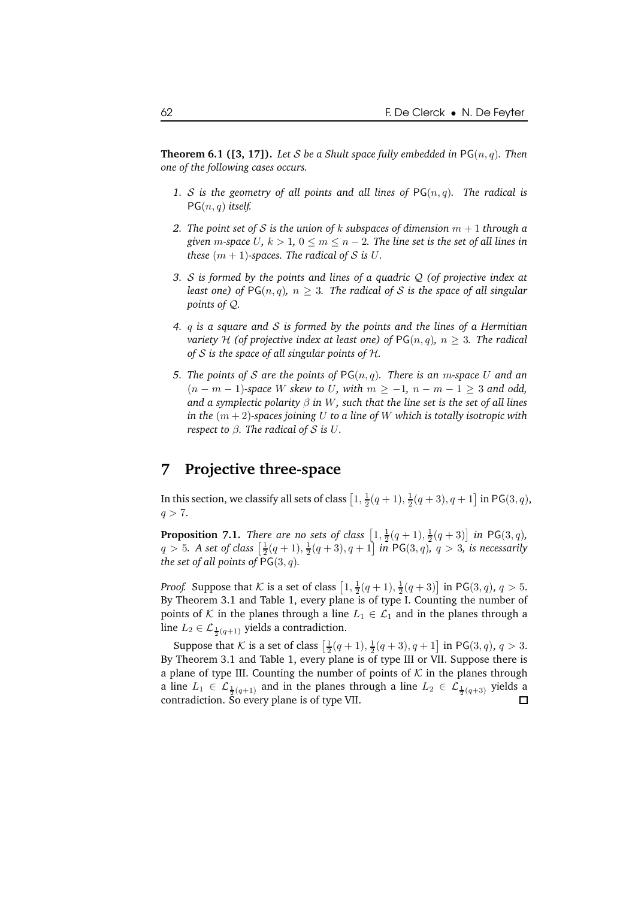**Theorem 6.1 ([3, 17]).** *Let $\mathcal{S}$ be a Shult space fully embedded in $\mathsf{PG}(n,q)$. Then one of the following cases occurs.*

1. *$\mathcal{S}$ is the geometry of all points and all lines of $\mathsf{PG}(n,q)$. The radical is $\mathsf{PG}(n,q)$ itself.*
2. *The point set of $\mathcal{S}$ is the union of $k$ subspaces of dimension $m+1$ through a given $m$-space $U$, $k > 1$, $0 \leq m \leq n-2$. The line set is the set of all lines in these $(m+1)$-spaces. The radical of $\mathcal{S}$ is $U$.*
3. *$\mathcal{S}$ is formed by the points and lines of a quadric $\mathcal{Q}$ (of projective index at least one) of $\mathsf{PG}(n,q)$, $n \geq 3$. The radical of $\mathcal{S}$ is the space of all singular points of $\mathcal{Q}$.*
4. *$q$ is a square and $\mathcal{S}$ is formed by the points and the lines of a Hermitian variety $\mathcal{H}$ (of projective index at least one) of $\mathsf{PG}(n,q)$, $n \geq 3$. The radical of $\mathcal{S}$ is the space of all singular points of $\mathcal{H}$.*
5. *The points of $\mathcal{S}$ are the points of $\mathsf{PG}(n,q)$. There is an $m$-space $U$ and an $(n-m-1)$-space $W$ skew to $U$, with $m \geq -1$, $n-m-1 \geq 3$ and odd, and a symplectic polarity $\beta$ in $W$, such that the line set is the set of all lines in the $(m+2)$-spaces joining $U$ to a line of $W$ which is totally isotropic with respect to $\beta$. The radical of $\mathcal{S}$ is $U$.*

# 7 Projective three-space

In this section, we classify all sets of class $\left[1, \frac{1}{2}(q+1), \frac{1}{2}(q+3), q+1\right]$ in $\mathsf{PG}(3,q)$, $q > 7$.

**Proposition 7.1.** *There are no sets of class $\left[1, \frac{1}{2}(q+1), \frac{1}{2}(q+3)\right]$ in $\mathsf{PG}(3,q)$, $q > 5$. A set of class $\left[\frac{1}{2}(q+1), \frac{1}{2}(q+3), q+1\right]$ in $\mathsf{PG}(3,q)$, $q > 3$, is necessarily the set of all points of $\mathsf{PG}(3,q)$.*

*Proof.* Suppose that $\mathcal{K}$ is a set of class $\left[1, \frac{1}{2}(q+1), \frac{1}{2}(q+3)\right]$ in $\mathsf{PG}(3,q)$, $q > 5$. By Theorem 3.1 and Table 1, every plane is of type I. Counting the number of points of $\mathcal{K}$ in the planes through a line $L_1 \in \mathcal{L}_1$ and in the planes through a line $L_2 \in \mathcal{L}_{\frac{1}{2}(q+1)}$ yields a contradiction.

Suppose that $\mathcal{K}$ is a set of class $\left[\frac{1}{2}(q+1), \frac{1}{2}(q+3), q+1\right]$ in $\mathsf{PG}(3,q)$, $q > 3$. By Theorem 3.1 and Table 1, every plane is of type III or VII. Suppose there is a plane of type III. Counting the number of points of $\mathcal{K}$ in the planes through a line $L_1 \in \mathcal{L}_{\frac{1}{2}(q+1)}$ and in the planes through a line $L_2 \in \mathcal{L}_{\frac{1}{2}(q+3)}$ yields a contradiction. So every plane is of type VII. $\square$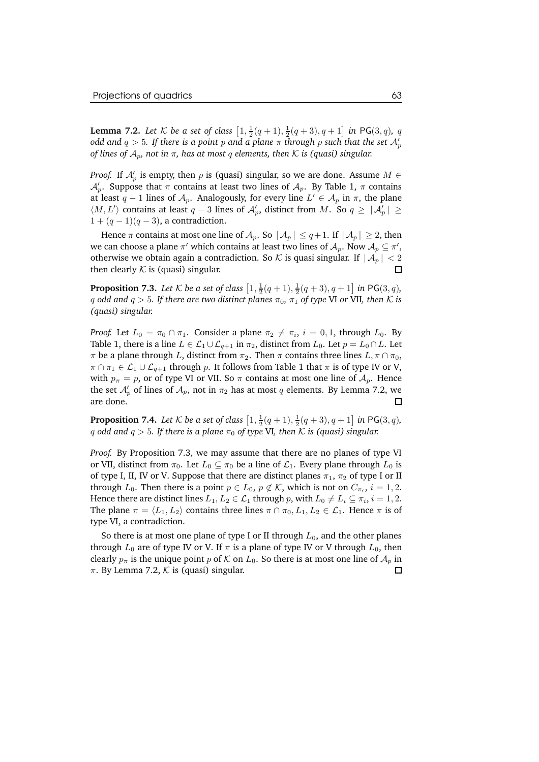**Lemma 7.2.** *Let $\mathcal{K}$ be a set of class $\left[1, \frac{1}{2}(q+1), \frac{1}{2}(q+3), q+1\right]$ in $\mathsf{PG}(3,q)$, $q$ odd and $q > 5$. If there is a point $p$ and a plane $\pi$ through $p$ such that the set $\mathcal{A}'_p$ of lines of $\mathcal{A}_p$, not in $\pi$, has at most $q$ elements, then $\mathcal{K}$ is (quasi) singular.*

*Proof.* If $\mathcal{A}'_p$ is empty, then $p$ is (quasi) singular, so we are done. Assume $M \in \mathcal{A}'_p$. Suppose that $\pi$ contains at least two lines of $\mathcal{A}_p$. By Table 1, $\pi$ contains at least $q-1$ lines of $\mathcal{A}_p$. Analogously, for every line $L' \in \mathcal{A}_p$ in $\pi$, the plane $\langle M, L' \rangle$ contains at least $q-3$ lines of $\mathcal{A}'_p$, distinct from $M$. So $q \geq |\mathcal{A}'_p| \geq 1 + (q-1)(q-3)$, a contradiction.

Hence $\pi$ contains at most one line of $\mathcal{A}_p$. So $|\mathcal{A}_p| \leq q+1$. If $|\mathcal{A}_p| \geq 2$, then we can choose a plane $\pi'$ which contains at least two lines of $\mathcal{A}_p$. Now $\mathcal{A}_p \subseteq \pi'$, otherwise we obtain again a contradiction. So $\mathcal{K}$ is quasi singular. If $|\mathcal{A}_p| < 2$ then clearly $\mathcal{K}$ is (quasi) singular. □

**Proposition 7.3.** *Let $\mathcal{K}$ be a set of class $\left[1, \frac{1}{2}(q+1), \frac{1}{2}(q+3), q+1\right]$ in $\mathsf{PG}(3,q)$, $q$ odd and $q > 5$. If there are two distinct planes $\pi_0$, $\pi_1$ of type* VI *or* VII*, then $\mathcal{K}$ is (quasi) singular.*

*Proof.* Let $L_0 = \pi_0 \cap \pi_1$. Consider a plane $\pi_2 \neq \pi_i$, $i = 0, 1$, through $L_0$. By Table 1, there is a line $L \in \mathcal{L}_1 \cup \mathcal{L}_{q+1}$ in $\pi_2$, distinct from $L_0$. Let $p = L_0 \cap L$. Let $\pi$ be a plane through $L$, distinct from $\pi_2$. Then $\pi$ contains three lines $L, \pi \cap \pi_0$, $\pi \cap \pi_1 \in \mathcal{L}_1 \cup \mathcal{L}_{q+1}$ through $p$. It follows from Table 1 that $\pi$ is of type IV or V, with $p_\pi = p$, or of type VI or VII. So $\pi$ contains at most one line of $\mathcal{A}_p$. Hence the set $\mathcal{A}'_p$ of lines of $\mathcal{A}_p$, not in $\pi_2$ has at most $q$ elements. By Lemma 7.2, we are done. □

**Proposition 7.4.** *Let $\mathcal{K}$ be a set of class $\left[1, \frac{1}{2}(q+1), \frac{1}{2}(q+3), q+1\right]$ in $\mathsf{PG}(3,q)$, $q$ odd and $q > 5$. If there is a plane $\pi_0$ of type* VI*, then $\mathcal{K}$ is (quasi) singular.*

*Proof.* By Proposition 7.3, we may assume that there are no planes of type VI or VII, distinct from $\pi_0$. Let $L_0 \subseteq \pi_0$ be a line of $\mathcal{L}_1$. Every plane through $L_0$ is of type I, II, IV or V. Suppose that there are distinct planes $\pi_1$, $\pi_2$ of type I or II through $L_0$. Then there is a point $p \in L_0$, $p \notin \mathcal{K}$, which is not on $C_{\pi_i}$, $i = 1, 2$. Hence there are distinct lines $L_1, L_2 \in \mathcal{L}_1$ through $p$, with $L_0 \neq L_i \subseteq \pi_i$, $i = 1, 2$. The plane $\pi = \langle L_1, L_2 \rangle$ contains three lines $\pi \cap \pi_0, L_1, L_2 \in \mathcal{L}_1$. Hence $\pi$ is of type VI, a contradiction.

So there is at most one plane of type I or II through $L_0$, and the other planes through $L_0$ are of type IV or V. If $\pi$ is a plane of type IV or V through $L_0$, then clearly $p_\pi$ is the unique point $p$ of $\mathcal{K}$ on $L_0$. So there is at most one line of $\mathcal{A}_p$ in $\pi$. By Lemma 7.2, $\mathcal{K}$ is (quasi) singular. □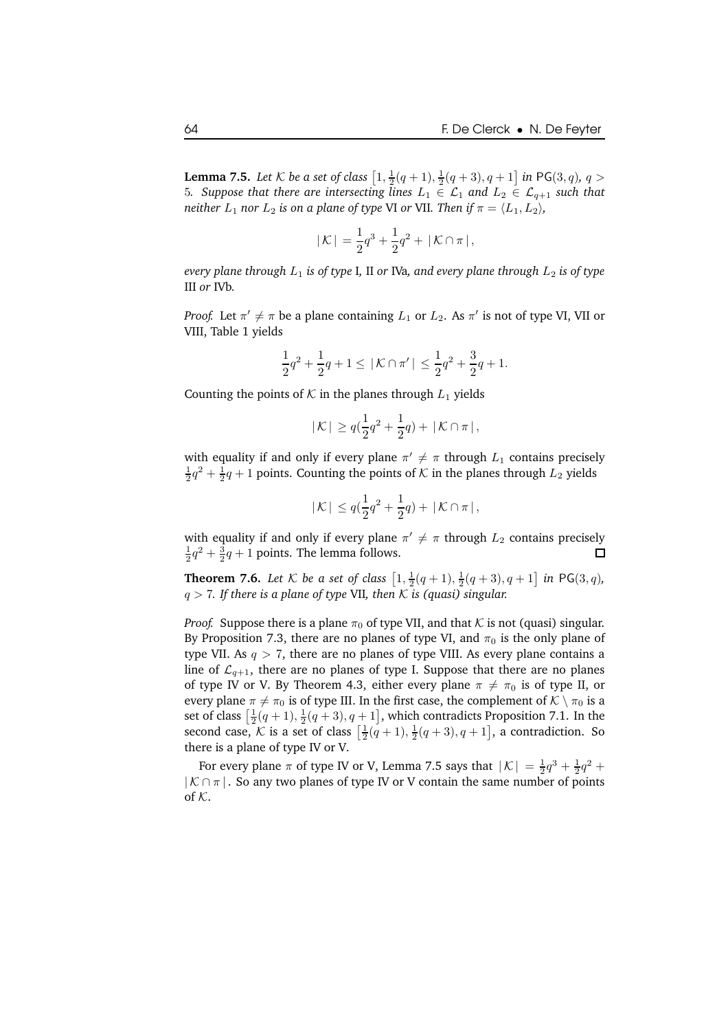**Lemma 7.5.** *Let $\mathcal{K}$ be a set of class $\left[1, \frac{1}{2}(q+1), \frac{1}{2}(q+3), q+1\right]$ in $\mathsf{PG}(3,q)$, $q > 5$. Suppose that there are intersecting lines $L_1 \in \mathcal{L}_1$ and $L_2 \in \mathcal{L}_{q+1}$ such that neither $L_1$ nor $L_2$ is on a plane of type* VI *or* VII*. Then if $\pi = \langle L_1, L_2 \rangle$,*

$$|\mathcal{K}| = \frac{1}{2}q^3 + \frac{1}{2}q^2 + |\mathcal{K} \cap \pi|,$$

*every plane through $L_1$ is of type* I, II *or* IVa*, and every plane through $L_2$ is of type* III *or* IVb*.*

*Proof.* Let $\pi' \neq \pi$ be a plane containing $L_1$ or $L_2$. As $\pi'$ is not of type VI, VII or VIII, Table 1 yields

$$\frac{1}{2}q^2 + \frac{1}{2}q + 1 \leq |\mathcal{K} \cap \pi'| \leq \frac{1}{2}q^2 + \frac{3}{2}q + 1.$$

Counting the points of $\mathcal{K}$ in the planes through $L_1$ yields

$$|\mathcal{K}| \geq q(\frac{1}{2}q^2 + \frac{1}{2}q) + |\mathcal{K} \cap \pi|,$$

with equality if and only if every plane $\pi' \neq \pi$ through $L_1$ contains precisely $\frac{1}{2}q^2 + \frac{1}{2}q + 1$ points. Counting the points of $\mathcal{K}$ in the planes through $L_2$ yields

$$|\mathcal{K}| \leq q(\frac{1}{2}q^2 + \frac{1}{2}q) + |\mathcal{K} \cap \pi|,$$

with equality if and only if every plane $\pi' \neq \pi$ through $L_2$ contains precisely $\frac{1}{2}q^2 + \frac{3}{2}q + 1$ points. The lemma follows. □

**Theorem 7.6.** *Let $\mathcal{K}$ be a set of class $\left[1, \frac{1}{2}(q+1), \frac{1}{2}(q+3), q+1\right]$ in $\mathsf{PG}(3,q)$, $q > 7$. If there is a plane of type* VII*, then $\mathcal{K}$ is (quasi) singular.*

*Proof.* Suppose there is a plane $\pi_0$ of type VII, and that $\mathcal{K}$ is not (quasi) singular. By Proposition 7.3, there are no planes of type VI, and $\pi_0$ is the only plane of type VII. As $q > 7$, there are no planes of type VIII. As every plane contains a line of $\mathcal{L}_{q+1}$, there are no planes of type I. Suppose that there are no planes of type IV or V. By Theorem 4.3, either every plane $\pi \neq \pi_0$ is of type II, or every plane $\pi \neq \pi_0$ is of type III. In the first case, the complement of $\mathcal{K} \setminus \pi_0$ is a set of class $\left[\frac{1}{2}(q+1), \frac{1}{2}(q+3), q+1\right]$, which contradicts Proposition 7.1. In the second case, $\mathcal{K}$ is a set of class $\left[\frac{1}{2}(q+1), \frac{1}{2}(q+3), q+1\right]$, a contradiction. So there is a plane of type IV or V.

For every plane $\pi$ of type IV or V, Lemma 7.5 says that $|\mathcal{K}| = \frac{1}{2}q^3 + \frac{1}{2}q^2 + |\mathcal{K} \cap \pi|$. So any two planes of type IV or V contain the same number of points of $\mathcal{K}$.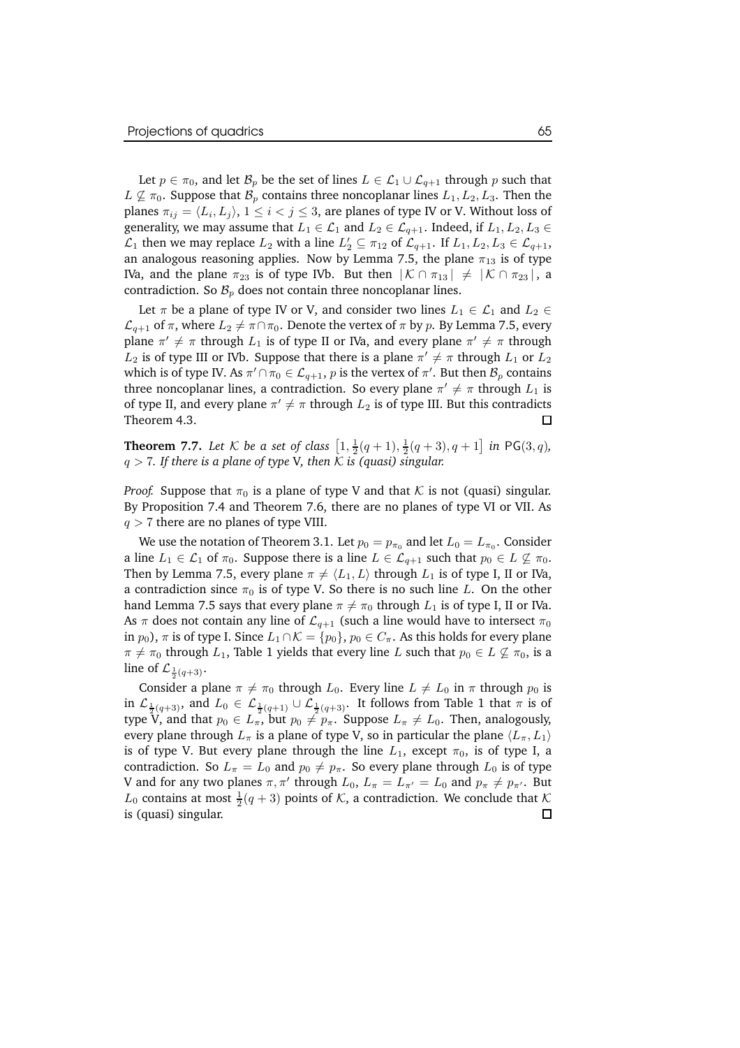Let $p \in \pi_0$, and let $\mathcal{B}_p$ be the set of lines $L \in \mathcal{L}_1 \cup \mathcal{L}_{q+1}$ through $p$ such that $L \not\subseteq \pi_0$. Suppose that $\mathcal{B}_p$ contains three noncoplanar lines $L_1, L_2, L_3$. Then the planes $\pi_{ij} = \langle L_i, L_j \rangle$, $1 \leq i < j \leq 3$, are planes of type IV or V. Without loss of generality, we may assume that $L_1 \in \mathcal{L}_1$ and $L_2 \in \mathcal{L}_{q+1}$. Indeed, if $L_1, L_2, L_3 \in \mathcal{L}_1$ then we may replace $L_2$ with a line $L_2' \subseteq \pi_{12}$ of $\mathcal{L}_{q+1}$. If $L_1, L_2, L_3 \in \mathcal{L}_{q+1}$, an analogous reasoning applies. Now by Lemma 7.5, the plane $\pi_{13}$ is of type IVa, and the plane $\pi_{23}$ is of type IVb. But then $|\mathcal{K} \cap \pi_{13}| \neq |\mathcal{K} \cap \pi_{23}|$, a contradiction. So $\mathcal{B}_p$ does not contain three noncoplanar lines.

Let $\pi$ be a plane of type IV or V, and consider two lines $L_1 \in \mathcal{L}_1$ and $L_2 \in \mathcal{L}_{q+1}$ of $\pi$, where $L_2 \neq \pi \cap \pi_0$. Denote the vertex of $\pi$ by $p$. By Lemma 7.5, every plane $\pi' \neq \pi$ through $L_1$ is of type II or IVa, and every plane $\pi' \neq \pi$ through $L_2$ is of type III or IVb. Suppose that there is a plane $\pi' \neq \pi$ through $L_1$ or $L_2$ which is of type IV. As $\pi' \cap \pi_0 \in \mathcal{L}_{q+1}$, $p$ is the vertex of $\pi'$. But then $\mathcal{B}_p$ contains three noncoplanar lines, a contradiction. So every plane $\pi' \neq \pi$ through $L_1$ is of type II, and every plane $\pi' \neq \pi$ through $L_2$ is of type III. But this contradicts Theorem 4.3. $\square$

**Theorem 7.7.** *Let $\mathcal{K}$ be a set of class $\left[1, \frac{1}{2}(q+1), \frac{1}{2}(q+3), q+1\right]$ in $\mathsf{PG}(3,q)$, $q > 7$. If there is a plane of type V, then $\mathcal{K}$ is (quasi) singular.*

*Proof.* Suppose that $\pi_0$ is a plane of type V and that $\mathcal{K}$ is not (quasi) singular. By Proposition 7.4 and Theorem 7.6, there are no planes of type VI or VII. As $q > 7$ there are no planes of type VIII.

We use the notation of Theorem 3.1. Let $p_0 = p_{\pi_0}$ and let $L_0 = L_{\pi_0}$. Consider a line $L_1 \in \mathcal{L}_1$ of $\pi_0$. Suppose there is a line $L \in \mathcal{L}_{q+1}$ such that $p_0 \in L \not\subseteq \pi_0$. Then by Lemma 7.5, every plane $\pi \neq \langle L_1, L \rangle$ through $L_1$ is of type I, II or IVa, a contradiction since $\pi_0$ is of type V. So there is no such line $L$. On the other hand Lemma 7.5 says that every plane $\pi \neq \pi_0$ through $L_1$ is of type I, II or IVa. As $\pi$ does not contain any line of $\mathcal{L}_{q+1}$ (such a line would have to intersect $\pi_0$ in $p_0$), $\pi$ is of type I. Since $L_1 \cap \mathcal{K} = \{p_0\}$, $p_0 \in C_\pi$. As this holds for every plane $\pi \neq \pi_0$ through $L_1$, Table 1 yields that every line $L$ such that $p_0 \in L \not\subseteq \pi_0$, is a line of $\mathcal{L}_{\frac{1}{2}(q+3)}$.

Consider a plane $\pi \neq \pi_0$ through $L_0$. Every line $L \neq L_0$ in $\pi$ through $p_0$ is in $\mathcal{L}_{\frac{1}{2}(q+3)}$, and $L_0 \in \mathcal{L}_{\frac{1}{2}(q+1)} \cup \mathcal{L}_{\frac{1}{2}(q+3)}$. It follows from Table 1 that $\pi$ is of type V, and that $p_0 \in L_\pi$, but $p_0 \neq p_\pi$. Suppose $L_\pi \neq L_0$. Then, analogously, every plane through $L_\pi$ is a plane of type V, so in particular the plane $\langle L_\pi, L_1 \rangle$ is of type V. But every plane through the line $L_1$, except $\pi_0$, is of type I, a contradiction. So $L_\pi = L_0$ and $p_0 \neq p_\pi$. So every plane through $L_0$ is of type V and for any two planes $\pi, \pi'$ through $L_0$, $L_\pi = L_{\pi'} = L_0$ and $p_\pi \neq p_{\pi'}$. But $L_0$ contains at most $\frac{1}{2}(q+3)$ points of $\mathcal{K}$, a contradiction. We conclude that $\mathcal{K}$ is (quasi) singular. $\square$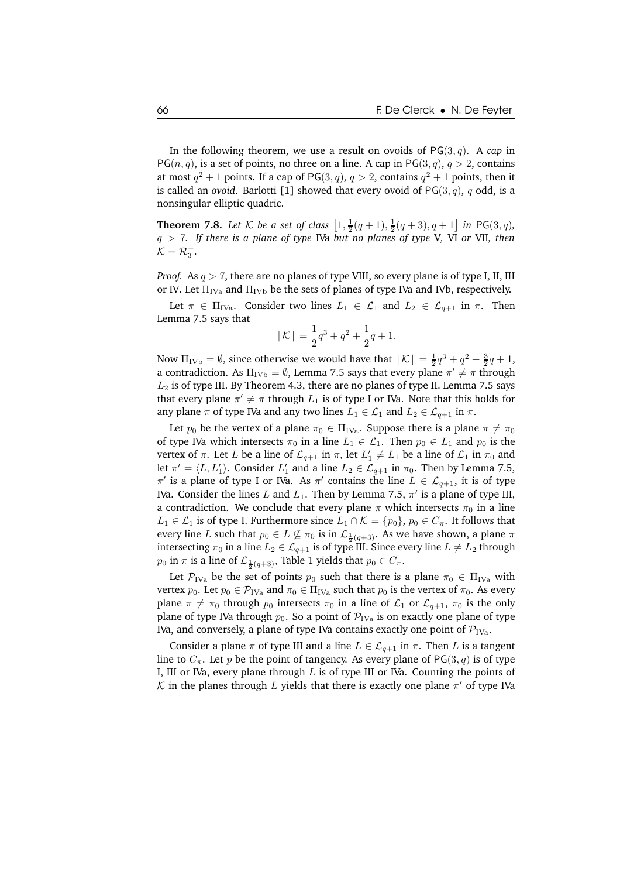In the following theorem, we use a result on ovoids of $\mathsf{PG}(3,q)$. A *cap* in $\mathsf{PG}(n,q)$, is a set of points, no three on a line. A cap in $\mathsf{PG}(3,q)$, $q>2$, contains at most $q^2+1$ points. If a cap of $\mathsf{PG}(3,q)$, $q>2$, contains $q^2+1$ points, then it is called an *ovoid*. Barlotti [1] showed that every ovoid of $\mathsf{PG}(3,q)$, $q$ odd, is a nonsingular elliptic quadric.

**Theorem 7.8.** *Let $\mathcal{K}$ be a set of class $\left[1,\frac{1}{2}(q+1),\frac{1}{2}(q+3),q+1\right]$ in $\mathsf{PG}(3,q)$, $q>7$. If there is a plane of type* IVa *but no planes of type* V*,* VI *or* VII*, then $\mathcal{K}=\mathcal{R}_3^-$.*

*Proof.* As $q>7$, there are no planes of type VIII, so every plane is of type I, II, III or IV. Let $\Pi_{\mathrm{IVa}}$ and $\Pi_{\mathrm{IVb}}$ be the sets of planes of type IVa and IVb, respectively.

Let $\pi\in\Pi_{\mathrm{IVa}}$. Consider two lines $L_1\in\mathcal{L}_1$ and $L_2\in\mathcal{L}_{q+1}$ in $\pi$. Then Lemma 7.5 says that

$$|\,\mathcal{K}\,| = \frac{1}{2}q^3+q^2+\frac{1}{2}q+1.$$

Now $\Pi_{\mathrm{IVb}}=\emptyset$, since otherwise we would have that $|\,\mathcal{K}\,|=\frac{1}{2}q^3+q^2+\frac{3}{2}q+1$, a contradiction. As $\Pi_{\mathrm{IVb}}=\emptyset$, Lemma 7.5 says that every plane $\pi'\neq\pi$ through $L_2$ is of type III. By Theorem 4.3, there are no planes of type II. Lemma 7.5 says that every plane $\pi'\neq\pi$ through $L_1$ is of type I or IVa. Note that this holds for any plane $\pi$ of type IVa and any two lines $L_1\in\mathcal{L}_1$ and $L_2\in\mathcal{L}_{q+1}$ in $\pi$.

Let $p_0$ be the vertex of a plane $\pi_0\in\Pi_{\mathrm{IVa}}$. Suppose there is a plane $\pi\neq\pi_0$ of type IVa which intersects $\pi_0$ in a line $L_1\in\mathcal{L}_1$. Then $p_0\in L_1$ and $p_0$ is the vertex of $\pi$. Let $L$ be a line of $\mathcal{L}_{q+1}$ in $\pi$, let $L_1'\neq L_1$ be a line of $\mathcal{L}_1$ in $\pi_0$ and let $\pi'=\langle L,L_1'\rangle$. Consider $L_1'$ and a line $L_2\in\mathcal{L}_{q+1}$ in $\pi_0$. Then by Lemma 7.5, $\pi'$ is a plane of type I or IVa. As $\pi'$ contains the line $L\in\mathcal{L}_{q+1}$, it is of type IVa. Consider the lines $L$ and $L_1$. Then by Lemma 7.5, $\pi'$ is a plane of type III, a contradiction. We conclude that every plane $\pi$ which intersects $\pi_0$ in a line $L_1\in\mathcal{L}_1$ is of type I. Furthermore since $L_1\cap\mathcal{K}=\{p_0\}$, $p_0\in C_\pi$. It follows that every line $L$ such that $p_0\in L\not\subseteq\pi_0$ is in $\mathcal{L}_{\frac{1}{2}(q+3)}$. As we have shown, a plane $\pi$ intersecting $\pi_0$ in a line $L_2\in\mathcal{L}_{q+1}$ is of type III. Since every line $L\neq L_2$ through $p_0$ in $\pi$ is a line of $\mathcal{L}_{\frac{1}{2}(q+3)}$, Table 1 yields that $p_0\in C_\pi$.

Let $\mathcal{P}_{\mathrm{IVa}}$ be the set of points $p_0$ such that there is a plane $\pi_0\in\Pi_{\mathrm{IVa}}$ with vertex $p_0$. Let $p_0\in\mathcal{P}_{\mathrm{IVa}}$ and $\pi_0\in\Pi_{\mathrm{IVa}}$ such that $p_0$ is the vertex of $\pi_0$. As every plane $\pi\neq\pi_0$ through $p_0$ intersects $\pi_0$ in a line of $\mathcal{L}_1$ or $\mathcal{L}_{q+1}$, $\pi_0$ is the only plane of type IVa through $p_0$. So a point of $\mathcal{P}_{\mathrm{IVa}}$ is on exactly one plane of type IVa, and conversely, a plane of type IVa contains exactly one point of $\mathcal{P}_{\mathrm{IVa}}$.

Consider a plane $\pi$ of type III and a line $L\in\mathcal{L}_{q+1}$ in $\pi$. Then $L$ is a tangent line to $C_\pi$. Let $p$ be the point of tangency. As every plane of $\mathsf{PG}(3,q)$ is of type I, III or IVa, every plane through $L$ is of type III or IVa. Counting the points of $\mathcal{K}$ in the planes through $L$ yields that there is exactly one plane $\pi'$ of type IVa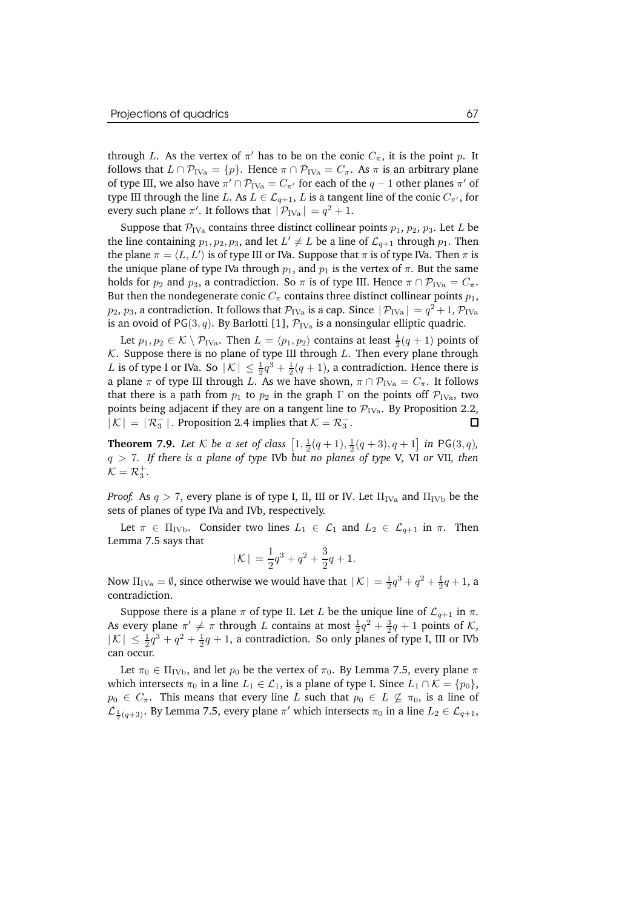through $L$. As the vertex of $\pi'$ has to be on the conic $C_\pi$, it is the point $p$. It follows that $L \cap \mathcal{P}_{\mathrm{IVa}} = \{p\}$. Hence $\pi \cap \mathcal{P}_{\mathrm{IVa}} = C_\pi$. As $\pi$ is an arbitrary plane of type III, we also have $\pi' \cap \mathcal{P}_{\mathrm{IVa}} = C_{\pi'}$ for each of the $q-1$ other planes $\pi'$ of type III through the line $L$. As $L \in \mathcal{L}_{q+1}$, $L$ is a tangent line of the conic $C_{\pi'}$, for every such plane $\pi'$. It follows that $|\mathcal{P}_{\mathrm{IVa}}| = q^2+1$.

Suppose that $\mathcal{P}_{\mathrm{IVa}}$ contains three distinct collinear points $p_1, p_2, p_3$. Let $L$ be the line containing $p_1, p_2, p_3$, and let $L' \neq L$ be a line of $\mathcal{L}_{q+1}$ through $p_1$. Then the plane $\pi = \langle L, L' \rangle$ is of type III or IVa. Suppose that $\pi$ is of type IVa. Then $\pi$ is the unique plane of type IVa through $p_1$, and $p_1$ is the vertex of $\pi$. But the same holds for $p_2$ and $p_3$, a contradiction. So $\pi$ is of type III. Hence $\pi \cap \mathcal{P}_{\mathrm{IVa}} = C_\pi$. But then the nondegenerate conic $C_\pi$ contains three distinct collinear points $p_1$, $p_2$, $p_3$, a contradiction. It follows that $\mathcal{P}_{\mathrm{IVa}}$ is a cap. Since $|\mathcal{P}_{\mathrm{IVa}}| = q^2+1$, $\mathcal{P}_{\mathrm{IVa}}$ is an ovoid of $\mathsf{PG}(3,q)$. By Barlotti [1], $\mathcal{P}_{\mathrm{IVa}}$ is a nonsingular elliptic quadric.

Let $p_1, p_2 \in \mathcal{K} \setminus \mathcal{P}_{\mathrm{IVa}}$. Then $L = \langle p_1, p_2 \rangle$ contains at least $\frac{1}{2}(q+1)$ points of $\mathcal{K}$. Suppose there is no plane of type III through $L$. Then every plane through $L$ is of type I or IVa. So $|\mathcal{K}| \leq \frac{1}{2}q^3 + \frac{1}{2}(q+1)$, a contradiction. Hence there is a plane $\pi$ of type III through $L$. As we have shown, $\pi \cap \mathcal{P}_{\mathrm{IVa}} = C_\pi$. It follows that there is a path from $p_1$ to $p_2$ in the graph $\Gamma$ on the points off $\mathcal{P}_{\mathrm{IVa}}$, two points being adjacent if they are on a tangent line to $\mathcal{P}_{\mathrm{IVa}}$. By Proposition 2.2, $|\mathcal{K}| = |\mathcal{R}_3^-|$. Proposition 2.4 implies that $\mathcal{K} = \mathcal{R}_3^-$. □

**Theorem 7.9.** *Let $\mathcal{K}$ be a set of class $\left[1, \frac{1}{2}(q+1), \frac{1}{2}(q+3), q+1\right]$ in $\mathsf{PG}(3,q)$, $q > 7$. If there is a plane of type* IVb *but no planes of type* V, VI *or* VII*, then $\mathcal{K} = \mathcal{R}_3^+$.*

*Proof.* As $q > 7$, every plane is of type I, II, III or IV. Let $\Pi_{\mathrm{IVa}}$ and $\Pi_{\mathrm{IVb}}$ be the sets of planes of type IVa and IVb, respectively.

Let $\pi \in \Pi_{\mathrm{IVb}}$. Consider two lines $L_1 \in \mathcal{L}_1$ and $L_2 \in \mathcal{L}_{q+1}$ in $\pi$. Then Lemma 7.5 says that

$$|\mathcal{K}| = \frac{1}{2}q^3 + q^2 + \frac{3}{2}q + 1.$$

Now $\Pi_{\mathrm{IVa}} = \emptyset$, since otherwise we would have that $|\mathcal{K}| = \frac{1}{2}q^3 + q^2 + \frac{1}{2}q + 1$, a contradiction.

Suppose there is a plane $\pi$ of type II. Let $L$ be the unique line of $\mathcal{L}_{q+1}$ in $\pi$. As every plane $\pi' \neq \pi$ through $L$ contains at most $\frac{1}{2}q^2 + \frac{3}{2}q + 1$ points of $\mathcal{K}$, $|\mathcal{K}| \leq \frac{1}{2}q^3 + q^2 + \frac{1}{2}q + 1$, a contradiction. So only planes of type I, III or IVb can occur.

Let $\pi_0 \in \Pi_{\mathrm{IVb}}$, and let $p_0$ be the vertex of $\pi_0$. By Lemma 7.5, every plane $\pi$ which intersects $\pi_0$ in a line $L_1 \in \mathcal{L}_1$, is a plane of type I. Since $L_1 \cap \mathcal{K} = \{p_0\}$, $p_0 \in C_\pi$. This means that every line $L$ such that $p_0 \in L \not\subseteq \pi_0$, is a line of $\mathcal{L}_{\frac{1}{2}(q+3)}$. By Lemma 7.5, every plane $\pi'$ which intersects $\pi_0$ in a line $L_2 \in \mathcal{L}_{q+1}$,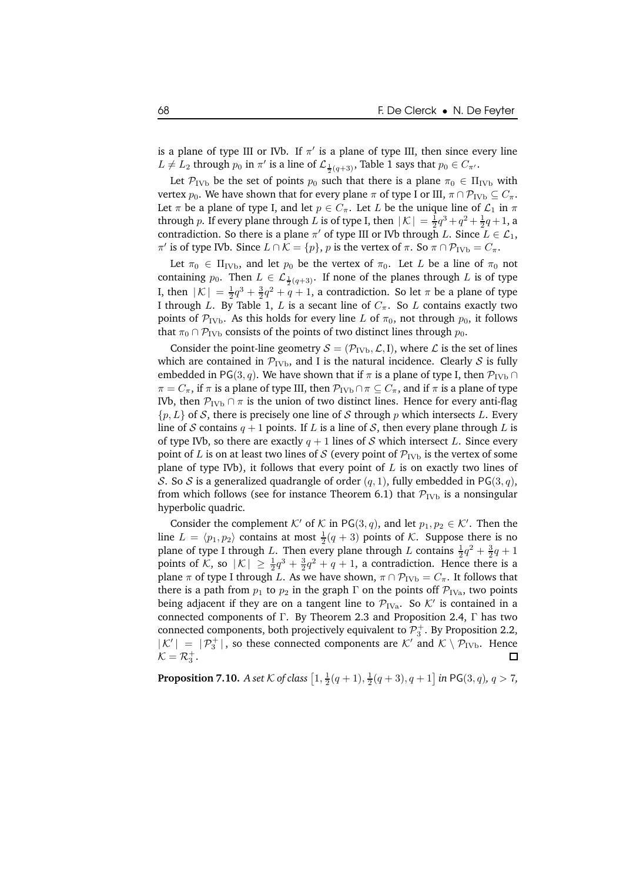is a plane of type III or IVb. If $\pi'$ is a plane of type III, then since every line $L \neq L_2$ through $p_0$ in $\pi'$ is a line of $\mathcal{L}_{\frac{1}{2}(q+3)}$, Table 1 says that $p_0 \in C_{\pi'}$.

Let $\mathcal{P}_{\mathrm{IVb}}$ be the set of points $p_0$ such that there is a plane $\pi_0 \in \Pi_{\mathrm{IVb}}$ with vertex $p_0$. We have shown that for every plane $\pi$ of type I or III, $\pi \cap \mathcal{P}_{\mathrm{IVb}} \subseteq C_\pi$. Let $\pi$ be a plane of type I, and let $p \in C_\pi$. Let $L$ be the unique line of $\mathcal{L}_1$ in $\pi$ through $p$. If every plane through $L$ is of type I, then $|\mathcal{K}| = \frac{1}{2}q^3 + q^2 + \frac{1}{2}q + 1$, a contradiction. So there is a plane $\pi'$ of type III or IVb through $L$. Since $L \in \mathcal{L}_1$, $\pi'$ is of type IVb. Since $L \cap \mathcal{K} = \{p\}$, $p$ is the vertex of $\pi$. So $\pi \cap \mathcal{P}_{\mathrm{IVb}} = C_\pi$.

Let $\pi_0 \in \Pi_{\mathrm{IVb}}$, and let $p_0$ be the vertex of $\pi_0$. Let $L$ be a line of $\pi_0$ not containing $p_0$. Then $L \in \mathcal{L}_{\frac{1}{2}(q+3)}$. If none of the planes through $L$ is of type I, then $|\mathcal{K}| = \frac{1}{2}q^3 + \frac{3}{2}q^2 + q + 1$, a contradiction. So let $\pi$ be a plane of type I through $L$. By Table 1, $L$ is a secant line of $C_\pi$. So $L$ contains exactly two points of $\mathcal{P}_{\mathrm{IVb}}$. As this holds for every line $L$ of $\pi_0$, not through $p_0$, it follows that $\pi_0 \cap \mathcal{P}_{\mathrm{IVb}}$ consists of the points of two distinct lines through $p_0$.

Consider the point-line geometry $\mathcal{S} = (\mathcal{P}_{\mathrm{IVb}}, \mathcal{L}, \mathrm{I})$, where $\mathcal{L}$ is the set of lines which are contained in $\mathcal{P}_{\mathrm{IVb}}$, and I is the natural incidence. Clearly $\mathcal{S}$ is fully embedded in $\mathsf{PG}(3,q)$. We have shown that if $\pi$ is a plane of type I, then $\mathcal{P}_{\mathrm{IVb}} \cap \pi = C_\pi$, if $\pi$ is a plane of type III, then $\mathcal{P}_{\mathrm{IVb}} \cap \pi \subseteq C_\pi$, and if $\pi$ is a plane of type IVb, then $\mathcal{P}_{\mathrm{IVb}} \cap \pi$ is the union of two distinct lines. Hence for every anti-flag $\{p, L\}$ of $\mathcal{S}$, there is precisely one line of $\mathcal{S}$ through $p$ which intersects $L$. Every line of $\mathcal{S}$ contains $q+1$ points. If $L$ is a line of $\mathcal{S}$, then every plane through $L$ is of type IVb, so there are exactly $q+1$ lines of $\mathcal{S}$ which intersect $L$. Since every point of $L$ is on at least two lines of $\mathcal{S}$ (every point of $\mathcal{P}_{\mathrm{IVb}}$ is the vertex of some plane of type IVb), it follows that every point of $L$ is on exactly two lines of $\mathcal{S}$. So $\mathcal{S}$ is a generalized quadrangle of order $(q,1)$, fully embedded in $\mathsf{PG}(3,q)$, from which follows (see for instance Theorem 6.1) that $\mathcal{P}_{\mathrm{IVb}}$ is a nonsingular hyperbolic quadric.

Consider the complement $\mathcal{K}'$ of $\mathcal{K}$ in $\mathsf{PG}(3,q)$, and let $p_1, p_2 \in \mathcal{K}'$. Then the line $L = \langle p_1, p_2 \rangle$ contains at most $\frac{1}{2}(q+3)$ points of $\mathcal{K}$. Suppose there is no plane of type I through $L$. Then every plane through $L$ contains $\frac{1}{2}q^2 + \frac{3}{2}q + 1$ points of $\mathcal{K}$, so $|\mathcal{K}| \geq \frac{1}{2}q^3 + \frac{3}{2}q^2 + q + 1$, a contradiction. Hence there is a plane $\pi$ of type I through $L$. As we have shown, $\pi \cap \mathcal{P}_{\mathrm{IVb}} = C_\pi$. It follows that there is a path from $p_1$ to $p_2$ in the graph $\Gamma$ on the points off $\mathcal{P}_{\mathrm{IVa}}$, two points being adjacent if they are on a tangent line to $\mathcal{P}_{\mathrm{IVa}}$. So $\mathcal{K}'$ is contained in a connected components of $\Gamma$. By Theorem 2.3 and Proposition 2.4, $\Gamma$ has two connected components, both projectively equivalent to $\mathcal{P}_3^+$. By Proposition 2.2, $|\mathcal{K}'| = |\mathcal{P}_3^+|$, so these connected components are $\mathcal{K}'$ and $\mathcal{K} \setminus \mathcal{P}_{\mathrm{IVb}}$. Hence $\mathcal{K} = \mathcal{R}_3^+$. □

**Proposition 7.10.** *A set $\mathcal{K}$ of class $\left[1, \frac{1}{2}(q+1), \frac{1}{2}(q+3), q+1\right]$ in $\mathsf{PG}(3,q)$, $q > 7$,*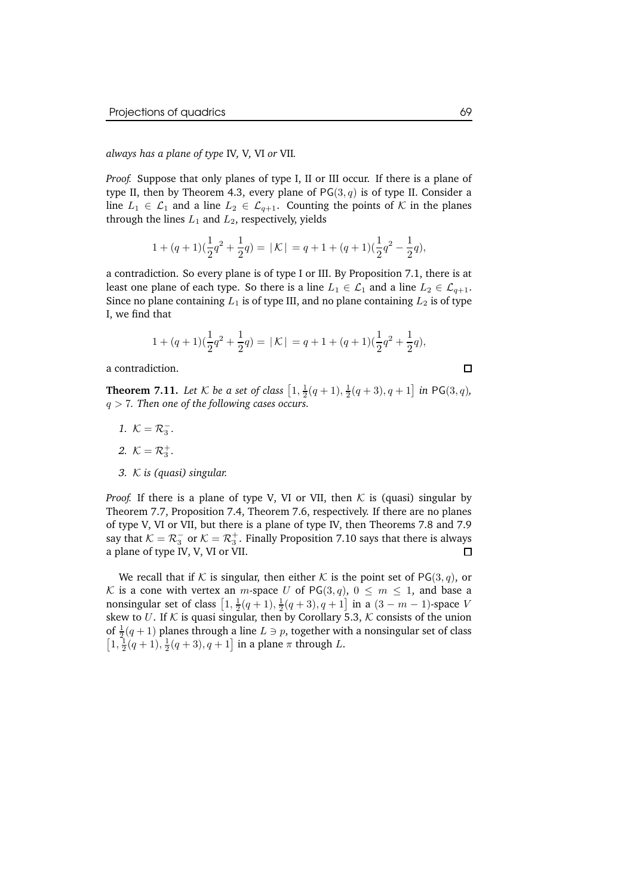*always has a plane of type* IV*,* V*,* VI *or* VII*.*

*Proof.* Suppose that only planes of type I, II or III occur. If there is a plane of type II, then by Theorem 4.3, every plane of $\mathsf{PG}(3,q)$ is of type II. Consider a line $L_1 \in \mathcal{L}_1$ and a line $L_2 \in \mathcal{L}_{q+1}$. Counting the points of $\mathcal{K}$ in the planes through the lines $L_1$ and $L_2$, respectively, yields

$$1 + (q+1)(\frac{1}{2}q^2 + \frac{1}{2}q) = |\mathcal{K}| = q + 1 + (q+1)(\frac{1}{2}q^2 - \frac{1}{2}q),$$

a contradiction. So every plane is of type I or III. By Proposition 7.1, there is at least one plane of each type. So there is a line $L_1 \in \mathcal{L}_1$ and a line $L_2 \in \mathcal{L}_{q+1}$. Since no plane containing $L_1$ is of type III, and no plane containing $L_2$ is of type I, we find that

$$1 + (q+1)(\frac{1}{2}q^2 + \frac{1}{2}q) = |\mathcal{K}| = q + 1 + (q+1)(\frac{1}{2}q^2 + \frac{1}{2}q),$$

a contradiction. $\square$

**Theorem 7.11.** *Let $\mathcal{K}$ be a set of class $\left[1, \frac{1}{2}(q+1), \frac{1}{2}(q+3), q+1\right]$ in $\mathsf{PG}(3,q)$, $q > 7$. Then one of the following cases occurs.*

1. *$\mathcal{K} = \mathcal{R}_3^-$.*
2. *$\mathcal{K} = \mathcal{R}_3^+$.*
3. *$\mathcal{K}$ is (quasi) singular.*

*Proof.* If there is a plane of type V, VI or VII, then $\mathcal{K}$ is (quasi) singular by Theorem 7.7, Proposition 7.4, Theorem 7.6, respectively. If there are no planes of type V, VI or VII, but there is a plane of type IV, then Theorems 7.8 and 7.9 say that $\mathcal{K} = \mathcal{R}_3^-$ or $\mathcal{K} = \mathcal{R}_3^+$. Finally Proposition 7.10 says that there is always a plane of type IV, V, VI or VII. $\square$

We recall that if $\mathcal{K}$ is singular, then either $\mathcal{K}$ is the point set of $\mathsf{PG}(3,q)$, or $\mathcal{K}$ is a cone with vertex an $m$-space $U$ of $\mathsf{PG}(3,q)$, $0 \leq m \leq 1$, and base a nonsingular set of class $\left[1, \frac{1}{2}(q+1), \frac{1}{2}(q+3), q+1\right]$ in a $(3-m-1)$-space $V$ skew to $U$. If $\mathcal{K}$ is quasi singular, then by Corollary 5.3, $\mathcal{K}$ consists of the union of $\frac{1}{2}(q+1)$ planes through a line $L \ni p$, together with a nonsingular set of class $\left[1, \frac{1}{2}(q+1), \frac{1}{2}(q+3), q+1\right]$ in a plane $\pi$ through $L$.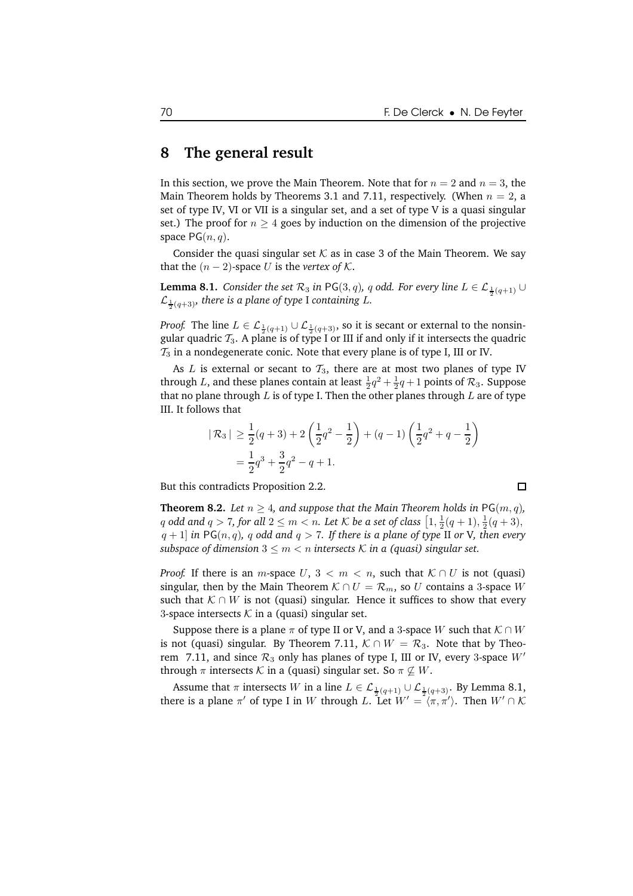## 8 The general result

In this section, we prove the Main Theorem. Note that for $n = 2$ and $n = 3$, the Main Theorem holds by Theorems 3.1 and 7.11, respectively. (When $n = 2$, a set of type IV, VI or VII is a singular set, and a set of type V is a quasi singular set.) The proof for $n \geq 4$ goes by induction on the dimension of the projective space $\mathsf{PG}(n, q)$.

Consider the quasi singular set $\mathcal{K}$ as in case 3 of the Main Theorem. We say that the $(n-2)$-space $U$ is the *vertex of* $\mathcal{K}$.

**Lemma 8.1.** *Consider the set $\mathcal{R}_3$ in $\mathsf{PG}(3, q)$, $q$ odd. For every line $L \in \mathcal{L}_{\frac{1}{2}(q+1)} \cup \mathcal{L}_{\frac{1}{2}(q+3)}$, there is a plane of type* I *containing $L$.*

*Proof.* The line $L \in \mathcal{L}_{\frac{1}{2}(q+1)} \cup \mathcal{L}_{\frac{1}{2}(q+3)}$, so it is secant or external to the nonsingular quadric $\mathcal{T}_3$. A plane is of type I or III if and only if it intersects the quadric $\mathcal{T}_3$ in a nondegenerate conic. Note that every plane is of type I, III or IV.

As $L$ is external or secant to $\mathcal{T}_3$, there are at most two planes of type IV through $L$, and these planes contain at least $\frac{1}{2}q^2 + \frac{1}{2}q + 1$ points of $\mathcal{R}_3$. Suppose that no plane through $L$ is of type I. Then the other planes through $L$ are of type III. It follows that

$$
\begin{aligned}
|\,\mathcal{R}_3\,| &\geq \frac{1}{2}(q+3) + 2\left(\frac{1}{2}q^2 - \frac{1}{2}\right) + (q-1)\left(\frac{1}{2}q^2 + q - \frac{1}{2}\right) \\
&= \frac{1}{2}q^3 + \frac{3}{2}q^2 - q + 1.
\end{aligned}
$$

But this contradicts Proposition 2.2. $\square$

**Theorem 8.2.** *Let $n \geq 4$, and suppose that the Main Theorem holds in $\mathsf{PG}(m, q)$, $q$ odd and $q > 7$, for all $2 \leq m < n$. Let $\mathcal{K}$ be a set of class $\left[1, \frac{1}{2}(q+1), \frac{1}{2}(q+3), q+1\right]$ in $\mathsf{PG}(n, q)$, $q$ odd and $q > 7$. If there is a plane of type* II *or* V*, then every subspace of dimension $3 \leq m < n$ intersects $\mathcal{K}$ in a (quasi) singular set.*

*Proof.* If there is an $m$-space $U$, $3 < m < n$, such that $\mathcal{K} \cap U$ is not (quasi) singular, then by the Main Theorem $\mathcal{K} \cap U = \mathcal{R}_m$, so $U$ contains a 3-space $W$ such that $\mathcal{K} \cap W$ is not (quasi) singular. Hence it suffices to show that every 3-space intersects $\mathcal{K}$ in a (quasi) singular set.

Suppose there is a plane $\pi$ of type II or V, and a 3-space $W$ such that $\mathcal{K} \cap W$ is not (quasi) singular. By Theorem 7.11, $\mathcal{K} \cap W = \mathcal{R}_3$. Note that by Theorem 7.11, and since $\mathcal{R}_3$ only has planes of type I, III or IV, every 3-space $W'$ through $\pi$ intersects $\mathcal{K}$ in a (quasi) singular set. So $\pi \not\subseteq W$.

Assume that $\pi$ intersects $W$ in a line $L \in \mathcal{L}_{\frac{1}{2}(q+1)} \cup \mathcal{L}_{\frac{1}{2}(q+3)}$. By Lemma 8.1, there is a plane $\pi'$ of type I in $W$ through $L$. Let $W' = \langle \pi, \pi' \rangle$. Then $W' \cap \mathcal{K}$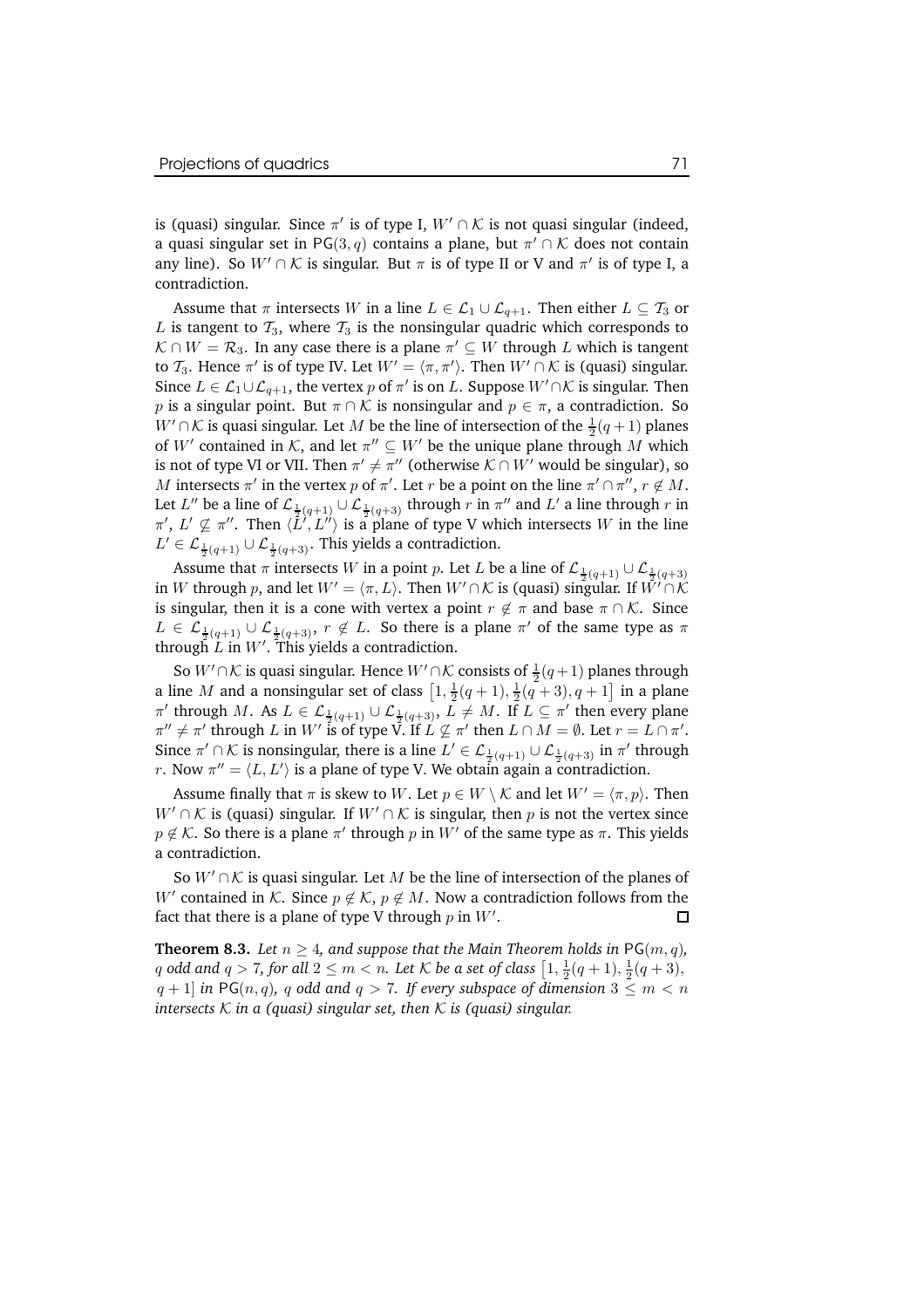is (quasi) singular. Since $\pi'$ is of type I, $W' \cap \mathcal{K}$ is not quasi singular (indeed, a quasi singular set in $\mathsf{PG}(3,q)$ contains a plane, but $\pi' \cap \mathcal{K}$ does not contain any line). So $W' \cap \mathcal{K}$ is singular. But $\pi$ is of type II or V and $\pi'$ is of type I, a contradiction.

Assume that $\pi$ intersects $W$ in a line $L \in \mathcal{L}_1 \cup \mathcal{L}_{q+1}$. Then either $L \subseteq \mathcal{T}_3$ or $L$ is tangent to $\mathcal{T}_3$, where $\mathcal{T}_3$ is the nonsingular quadric which corresponds to $\mathcal{K} \cap W = \mathcal{R}_3$. In any case there is a plane $\pi' \subseteq W$ through $L$ which is tangent to $\mathcal{T}_3$. Hence $\pi'$ is of type IV. Let $W' = \langle \pi, \pi' \rangle$. Then $W' \cap \mathcal{K}$ is (quasi) singular. Since $L \in \mathcal{L}_1 \cup \mathcal{L}_{q+1}$, the vertex $p$ of $\pi'$ is on $L$. Suppose $W' \cap \mathcal{K}$ is singular. Then $p$ is a singular point. But $\pi \cap \mathcal{K}$ is nonsingular and $p \in \pi$, a contradiction. So $W' \cap \mathcal{K}$ is quasi singular. Let $M$ be the line of intersection of the $\frac{1}{2}(q+1)$ planes of $W'$ contained in $\mathcal{K}$, and let $\pi'' \subseteq W'$ be the unique plane through $M$ which is not of type VI or VII. Then $\pi' \neq \pi''$ (otherwise $\mathcal{K} \cap W'$ would be singular), so $M$ intersects $\pi'$ in the vertex $p$ of $\pi'$. Let $r$ be a point on the line $\pi' \cap \pi''$, $r \notin M$. Let $L''$ be a line of $\mathcal{L}_{\frac{1}{2}(q+1)} \cup \mathcal{L}_{\frac{1}{2}(q+3)}$ through $r$ in $\pi''$ and $L'$ a line through $r$ in $\pi'$, $L' \not\subseteq \pi''$. Then $\langle L', L'' \rangle$ is a plane of type V which intersects $W$ in the line $L' \in \mathcal{L}_{\frac{1}{2}(q+1)} \cup \mathcal{L}_{\frac{1}{2}(q+3)}$. This yields a contradiction.

Assume that $\pi$ intersects $W$ in a point $p$. Let $L$ be a line of $\mathcal{L}_{\frac{1}{2}(q+1)} \cup \mathcal{L}_{\frac{1}{2}(q+3)}$ in $W$ through $p$, and let $W' = \langle \pi, L \rangle$. Then $W' \cap \mathcal{K}$ is (quasi) singular. If $W' \cap \mathcal{K}$ is singular, then it is a cone with vertex a point $r \notin \pi$ and base $\pi \cap \mathcal{K}$. Since $L \in \mathcal{L}_{\frac{1}{2}(q+1)} \cup \mathcal{L}_{\frac{1}{2}(q+3)}$, $r \notin L$. So there is a plane $\pi'$ of the same type as $\pi$ through $L$ in $W'$. This yields a contradiction.

So $W' \cap \mathcal{K}$ is quasi singular. Hence $W' \cap \mathcal{K}$ consists of $\frac{1}{2}(q+1)$ planes through a line $M$ and a nonsingular set of class $\left[1, \frac{1}{2}(q+1), \frac{1}{2}(q+3), q+1\right]$ in a plane $\pi'$ through $M$. As $L \in \mathcal{L}_{\frac{1}{2}(q+1)} \cup \mathcal{L}_{\frac{1}{2}(q+3)}$, $L \neq M$. If $L \subseteq \pi'$ then every plane $\pi'' \neq \pi'$ through $L$ in $W'$ is of type V. If $L \not\subseteq \pi'$ then $L \cap M = \emptyset$. Let $r = L \cap \pi'$. Since $\pi' \cap \mathcal{K}$ is nonsingular, there is a line $L' \in \mathcal{L}_{\frac{1}{2}(q+1)} \cup \mathcal{L}_{\frac{1}{2}(q+3)}$ in $\pi'$ through $r$. Now $\pi'' = \langle L, L' \rangle$ is a plane of type V. We obtain again a contradiction.

Assume finally that $\pi$ is skew to $W$. Let $p \in W \setminus \mathcal{K}$ and let $W' = \langle \pi, p \rangle$. Then $W' \cap \mathcal{K}$ is (quasi) singular. If $W' \cap \mathcal{K}$ is singular, then $p$ is not the vertex since $p \notin \mathcal{K}$. So there is a plane $\pi'$ through $p$ in $W'$ of the same type as $\pi$. This yields a contradiction.

So $W' \cap \mathcal{K}$ is quasi singular. Let $M$ be the line of intersection of the planes of $W'$ contained in $\mathcal{K}$. Since $p \notin \mathcal{K}$, $p \notin M$. Now a contradiction follows from the fact that there is a plane of type V through $p$ in $W'$. $\square$

**Theorem 8.3.** *Let $n \geq 4$, and suppose that the Main Theorem holds in $\mathsf{PG}(m,q)$, $q$ odd and $q > 7$, for all $2 \leq m < n$. Let $\mathcal{K}$ be a set of class $\left[1, \frac{1}{2}(q+1), \frac{1}{2}(q+3), q+1\right]$ in $\mathsf{PG}(n,q)$, $q$ odd and $q > 7$. If every subspace of dimension $3 \leq m < n$ intersects $\mathcal{K}$ in a (quasi) singular set, then $\mathcal{K}$ is (quasi) singular.*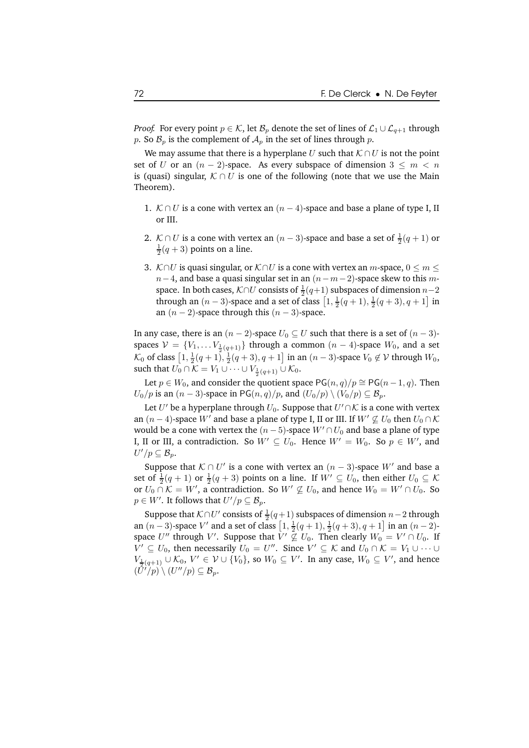*Proof.* For every point $p \in \mathcal{K}$, let $\mathcal{B}_p$ denote the set of lines of $\mathcal{L}_1 \cup \mathcal{L}_{q+1}$ through $p$. So $\mathcal{B}_p$ is the complement of $\mathcal{A}_p$ in the set of lines through $p$.

We may assume that there is a hyperplane $U$ such that $\mathcal{K} \cap U$ is not the point set of $U$ or an $(n-2)$-space. As every subspace of dimension $3 \leq m < n$ is (quasi) singular, $\mathcal{K} \cap U$ is one of the following (note that we use the Main Theorem).

1. $\mathcal{K} \cap U$ is a cone with vertex an $(n-4)$-space and base a plane of type I, II or III.

2. $\mathcal{K} \cap U$ is a cone with vertex an $(n-3)$-space and base a set of $\frac{1}{2}(q+1)$ or $\frac{1}{2}(q+3)$ points on a line.

3. $\mathcal{K} \cap U$ is quasi singular, or $\mathcal{K} \cap U$ is a cone with vertex an $m$-space, $0 \leq m \leq n-4$, and base a quasi singular set in an $(n-m-2)$-space skew to this $m$-space. In both cases, $\mathcal{K} \cap U$ consists of $\frac{1}{2}(q+1)$ subspaces of dimension $n-2$ through an $(n-3)$-space and a set of class $\left[1, \frac{1}{2}(q+1), \frac{1}{2}(q+3), q+1\right]$ in an $(n-2)$-space through this $(n-3)$-space.

In any case, there is an $(n-2)$-space $U_0 \subseteq U$ such that there is a set of $(n-3)$-spaces $\mathcal{V} = \{V_1, \ldots V_{\frac{1}{2}(q+1)}\}$ through a common $(n-4)$-space $W_0$, and a set $\mathcal{K}_0$ of class $\left[1, \frac{1}{2}(q+1), \frac{1}{2}(q+3), q+1\right]$ in an $(n-3)$-space $V_0 \notin \mathcal{V}$ through $W_0$, such that $U_0 \cap \mathcal{K} = V_1 \cup \cdots \cup V_{\frac{1}{2}(q+1)} \cup \mathcal{K}_0$.

Let $p \in W_0$, and consider the quotient space $\mathsf{PG}(n,q)/p \cong \mathsf{PG}(n-1,q)$. Then $U_0/p$ is an $(n-3)$-space in $\mathsf{PG}(n,q)/p$, and $(U_0/p) \setminus (V_0/p) \subseteq \mathcal{B}_p$.

Let $U'$ be a hyperplane through $U_0$. Suppose that $U' \cap \mathcal{K}$ is a cone with vertex an $(n-4)$-space $W'$ and base a plane of type I, II or III. If $W' \not\subseteq U_0$ then $U_0 \cap \mathcal{K}$ would be a cone with vertex the $(n-5)$-space $W' \cap U_0$ and base a plane of type I, II or III, a contradiction. So $W' \subseteq U_0$. Hence $W' = W_0$. So $p \in W'$, and $U'/p \subseteq \mathcal{B}_p$.

Suppose that $\mathcal{K} \cap U'$ is a cone with vertex an $(n-3)$-space $W'$ and base a set of $\frac{1}{2}(q+1)$ or $\frac{1}{2}(q+3)$ points on a line. If $W' \subseteq U_0$, then either $U_0 \subseteq \mathcal{K}$ or $U_0 \cap \mathcal{K} = W'$, a contradiction. So $W' \not\subseteq U_0$, and hence $W_0 = W' \cap U_0$. So $p \in W'$. It follows that $U'/p \subseteq \mathcal{B}_p$.

Suppose that $\mathcal{K} \cap U'$ consists of $\frac{1}{2}(q+1)$ subspaces of dimension $n-2$ through an $(n-3)$-space $V'$ and a set of class $\left[1, \frac{1}{2}(q+1), \frac{1}{2}(q+3), q+1\right]$ in an $(n-2)$-space $U''$ through $V'$. Suppose that $V' \not\subseteq U_0$. Then clearly $W_0 = V' \cap U_0$. If $V' \subseteq U_0$, then necessarily $U_0 = U''$. Since $V' \subseteq \mathcal{K}$ and $U_0 \cap \mathcal{K} = V_1 \cup \cdots \cup V_{\frac{1}{2}(q+1)} \cup \mathcal{K}_0$, $V' \in \mathcal{V} \cup \{V_0\}$, so $W_0 \subseteq V'$. In any case, $W_0 \subseteq V'$, and hence $(U'/p) \setminus (U''/p) \subseteq \mathcal{B}_p$.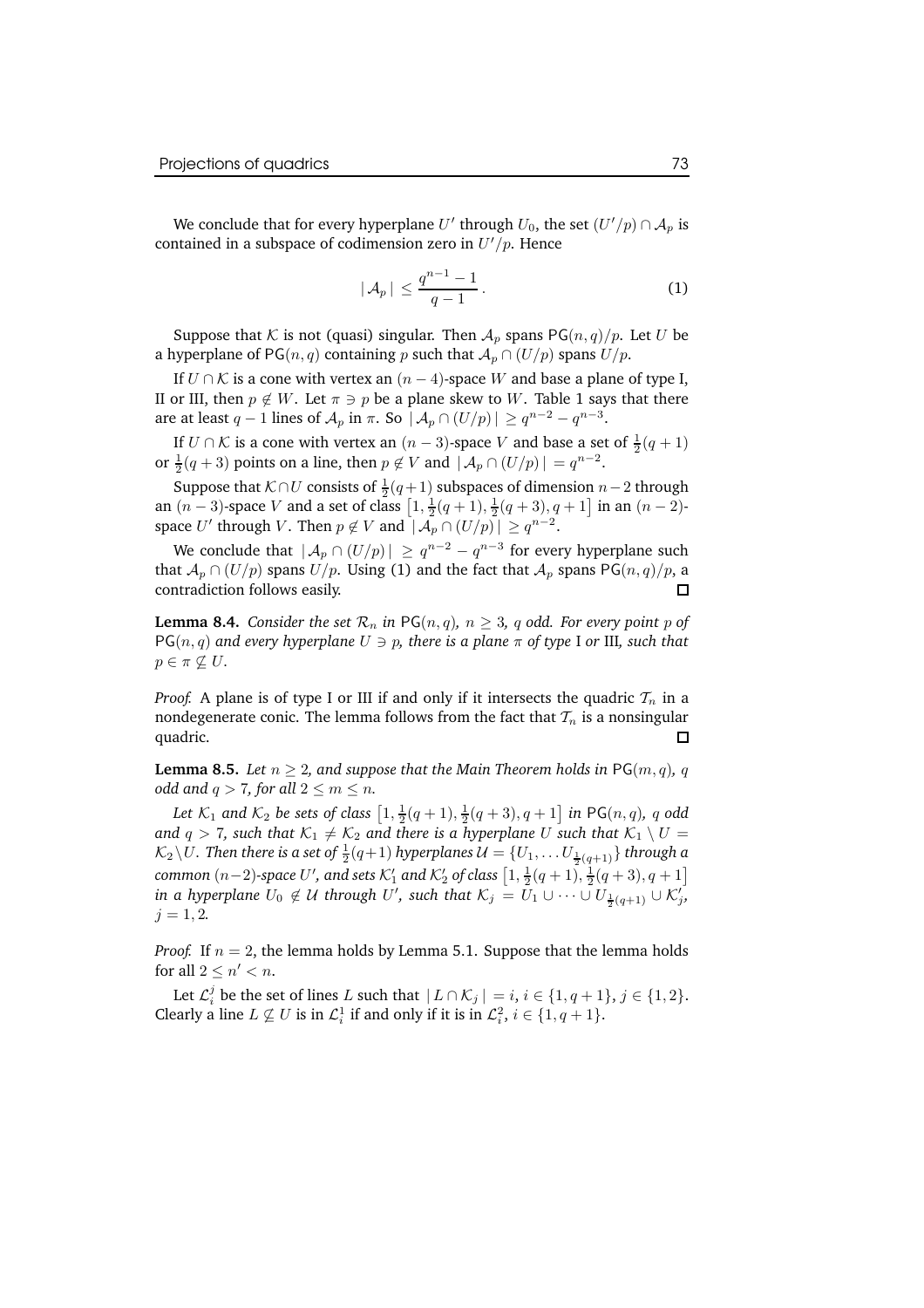We conclude that for every hyperplane $U'$ through $U_0$, the set $(U'/p) \cap \mathcal{A}_p$ is contained in a subspace of codimension zero in $U'/p$. Hence

$$| \mathcal{A}_p | \leq \frac{q^{n-1} - 1}{q - 1}. \tag{1}$$

Suppose that $\mathcal{K}$ is not (quasi) singular. Then $\mathcal{A}_p$ spans $\mathsf{PG}(n,q)/p$. Let $U$ be a hyperplane of $\mathsf{PG}(n,q)$ containing $p$ such that $\mathcal{A}_p \cap (U/p)$ spans $U/p$.

If $U \cap \mathcal{K}$ is a cone with vertex an $(n-4)$-space $W$ and base a plane of type I, II or III, then $p \notin W$. Let $\pi \ni p$ be a plane skew to $W$. Table 1 says that there are at least $q-1$ lines of $\mathcal{A}_p$ in $\pi$. So $| \mathcal{A}_p \cap (U/p) | \geq q^{n-2} - q^{n-3}$.

If $U \cap \mathcal{K}$ is a cone with vertex an $(n-3)$-space $V$ and base a set of $\frac{1}{2}(q+1)$ or $\frac{1}{2}(q+3)$ points on a line, then $p \notin V$ and $| \mathcal{A}_p \cap (U/p) | = q^{n-2}$.

Suppose that $\mathcal{K} \cap U$ consists of $\frac{1}{2}(q+1)$ subspaces of dimension $n-2$ through an $(n-3)$-space $V$ and a set of class $\left[1, \frac{1}{2}(q+1), \frac{1}{2}(q+3), q+1\right]$ in an $(n-2)$-space $U'$ through $V$. Then $p \notin V$ and $| \mathcal{A}_p \cap (U/p) | \geq q^{n-2}$.

We conclude that $| \mathcal{A}_p \cap (U/p) | \geq q^{n-2} - q^{n-3}$ for every hyperplane such that $\mathcal{A}_p \cap (U/p)$ spans $U/p$. Using (1) and the fact that $\mathcal{A}_p$ spans $\mathsf{PG}(n,q)/p$, a contradiction follows easily. $\square$

**Lemma 8.4.** *Consider the set $\mathcal{R}_n$ in $\mathsf{PG}(n,q)$, $n \geq 3$, $q$ odd. For every point $p$ of $\mathsf{PG}(n,q)$ and every hyperplane $U \ni p$, there is a plane $\pi$ of type* I *or* III*, such that $p \in \pi \not\subseteq U$.*

*Proof.* A plane is of type I or III if and only if it intersects the quadric $\mathcal{T}_n$ in a nondegenerate conic. The lemma follows from the fact that $\mathcal{T}_n$ is a nonsingular quadric. $\square$

**Lemma 8.5.** *Let $n \geq 2$, and suppose that the Main Theorem holds in $\mathsf{PG}(m,q)$, $q$ odd and $q > 7$, for all $2 \leq m \leq n$.*

*Let $\mathcal{K}_1$ and $\mathcal{K}_2$ be sets of class $\left[1, \frac{1}{2}(q+1), \frac{1}{2}(q+3), q+1\right]$ in $\mathsf{PG}(n,q)$, $q$ odd and $q > 7$, such that $\mathcal{K}_1 \neq \mathcal{K}_2$ and there is a hyperplane $U$ such that $\mathcal{K}_1 \setminus U = \mathcal{K}_2 \setminus U$. Then there is a set of $\frac{1}{2}(q+1)$ hyperplanes $\mathcal{U} = \{U_1, \ldots U_{\frac{1}{2}(q+1)}\}$ through a common $(n-2)$-space $U'$, and sets $\mathcal{K}'_1$ and $\mathcal{K}'_2$ of class $\left[1, \frac{1}{2}(q+1), \frac{1}{2}(q+3), q+1\right]$ in a hyperplane $U_0 \notin \mathcal{U}$ through $U'$, such that $\mathcal{K}_j = U_1 \cup \cdots \cup U_{\frac{1}{2}(q+1)} \cup \mathcal{K}'_j$, $j = 1, 2$.*

*Proof.* If $n = 2$, the lemma holds by Lemma 5.1. Suppose that the lemma holds for all $2 \leq n' < n$.

Let $\mathcal{L}_i^j$ be the set of lines $L$ such that $| L \cap \mathcal{K}_j | = i$, $i \in \{1, q+1\}$, $j \in \{1, 2\}$. Clearly a line $L \not\subseteq U$ is in $\mathcal{L}_i^1$ if and only if it is in $\mathcal{L}_i^2$, $i \in \{1, q+1\}$.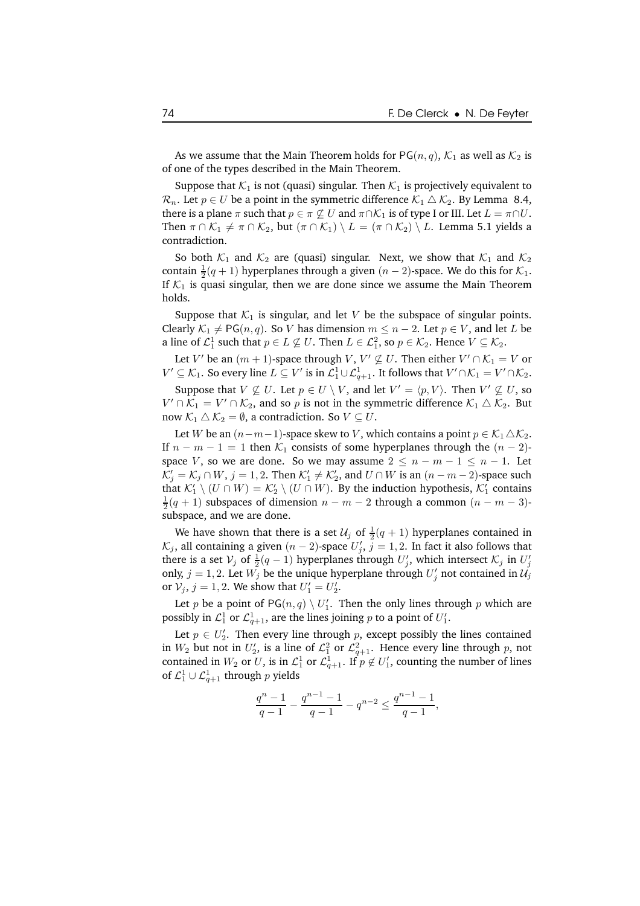As we assume that the Main Theorem holds for $\mathsf{PG}(n, q)$, $\mathcal{K}_1$ as well as $\mathcal{K}_2$ is of one of the types described in the Main Theorem.

Suppose that $\mathcal{K}_1$ is not (quasi) singular. Then $\mathcal{K}_1$ is projectively equivalent to $\mathcal{R}_n$. Let $p \in U$ be a point in the symmetric difference $\mathcal{K}_1 \triangle \mathcal{K}_2$. By Lemma 8.4, there is a plane $\pi$ such that $p \in \pi \not\subseteq U$ and $\pi \cap \mathcal{K}_1$ is of type I or III. Let $L = \pi \cap U$. Then $\pi \cap \mathcal{K}_1 \neq \pi \cap \mathcal{K}_2$, but $(\pi \cap \mathcal{K}_1) \setminus L = (\pi \cap \mathcal{K}_2) \setminus L$. Lemma 5.1 yields a contradiction.

So both $\mathcal{K}_1$ and $\mathcal{K}_2$ are (quasi) singular. Next, we show that $\mathcal{K}_1$ and $\mathcal{K}_2$ contain $\frac{1}{2}(q+1)$ hyperplanes through a given $(n-2)$-space. We do this for $\mathcal{K}_1$. If $\mathcal{K}_1$ is quasi singular, then we are done since we assume the Main Theorem holds.

Suppose that $\mathcal{K}_1$ is singular, and let $V$ be the subspace of singular points. Clearly $\mathcal{K}_1 \neq \mathsf{PG}(n, q)$. So $V$ has dimension $m \leq n-2$. Let $p \in V$, and let $L$ be a line of $\mathcal{L}_1^1$ such that $p \in L \not\subseteq U$. Then $L \in \mathcal{L}_1^2$, so $p \in \mathcal{K}_2$. Hence $V \subseteq \mathcal{K}_2$.

Let $V'$ be an $(m+1)$-space through $V$, $V' \not\subseteq U$. Then either $V' \cap \mathcal{K}_1 = V$ or $V' \subseteq \mathcal{K}_1$. So every line $L \subseteq V'$ is in $\mathcal{L}_1^1 \cup \mathcal{L}_{q+1}^1$. It follows that $V' \cap \mathcal{K}_1 = V' \cap \mathcal{K}_2$.

Suppose that $V \not\subseteq U$. Let $p \in U \setminus V$, and let $V' = \langle p, V \rangle$. Then $V' \not\subseteq U$, so $V' \cap \mathcal{K}_1 = V' \cap \mathcal{K}_2$, and so $p$ is not in the symmetric difference $\mathcal{K}_1 \triangle \mathcal{K}_2$. But now $\mathcal{K}_1 \triangle \mathcal{K}_2 = \emptyset$, a contradiction. So $V \subseteq U$.

Let $W$ be an $(n-m-1)$-space skew to $V$, which contains a point $p \in \mathcal{K}_1 \triangle \mathcal{K}_2$. If $n-m-1 = 1$ then $\mathcal{K}_1$ consists of some hyperplanes through the $(n-2)$-space $V$, so we are done. So we may assume $2 \leq n-m-1 \leq n-1$. Let $\mathcal{K}_j' = \mathcal{K}_j \cap W$, $j = 1, 2$. Then $\mathcal{K}_1' \neq \mathcal{K}_2'$, and $U \cap W$ is an $(n-m-2)$-space such that $\mathcal{K}_1' \setminus (U \cap W) = \mathcal{K}_2' \setminus (U \cap W)$. By the induction hypothesis, $\mathcal{K}_1'$ contains $\frac{1}{2}(q+1)$ subspaces of dimension $n-m-2$ through a common $(n-m-3)$-subspace, and we are done.

We have shown that there is a set $\mathcal{U}_j$ of $\frac{1}{2}(q+1)$ hyperplanes contained in $\mathcal{K}_j$, all containing a given $(n-2)$-space $U_j'$, $j = 1, 2$. In fact it also follows that there is a set $\mathcal{V}_j$ of $\frac{1}{2}(q-1)$ hyperplanes through $U_j'$, which intersect $\mathcal{K}_j$ in $U_j'$ only, $j = 1, 2$. Let $W_j$ be the unique hyperplane through $U_j'$ not contained in $\mathcal{U}_j$ or $\mathcal{V}_j$, $j = 1, 2$. We show that $U_1' = U_2'$.

Let $p$ be a point of $\mathsf{PG}(n, q) \setminus U_1'$. Then the only lines through $p$ which are possibly in $\mathcal{L}_1^1$ or $\mathcal{L}_{q+1}^1$, are the lines joining $p$ to a point of $U_1'$.

Let $p \in U_2'$. Then every line through $p$, except possibly the lines contained in $W_2$ but not in $U_2'$, is a line of $\mathcal{L}_1^2$ or $\mathcal{L}_{q+1}^2$. Hence every line through $p$, not contained in $W_2$ or $U$, is in $\mathcal{L}_1^1$ or $\mathcal{L}_{q+1}^1$. If $p \notin U_1'$, counting the number of lines of $\mathcal{L}_1^1 \cup \mathcal{L}_{q+1}^1$ through $p$ yields

$$\frac{q^n - 1}{q-1} - \frac{q^{n-1} - 1}{q-1} - q^{n-2} \leq \frac{q^{n-1} - 1}{q-1},$$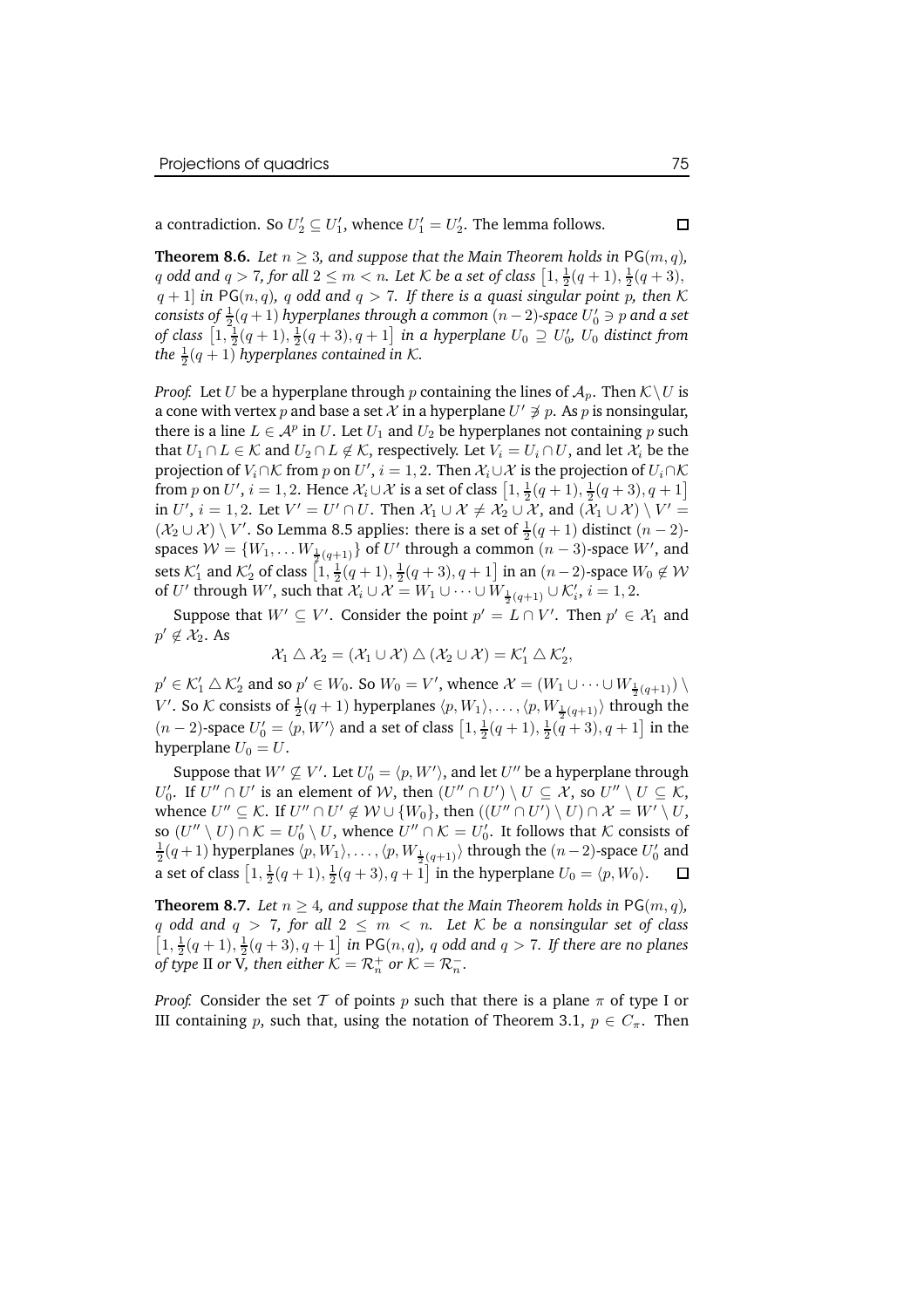a contradiction. So $U_2' \subseteq U_1'$, whence $U_1' = U_2'$. The lemma follows. $\square$

**Theorem 8.6.** *Let $n \geq 3$, and suppose that the Main Theorem holds in $\mathsf{PG}(m, q)$, $q$ odd and $q > 7$, for all $2 \leq m < n$. Let $\mathcal{K}$ be a set of class $\left[1, \frac{1}{2}(q+1), \frac{1}{2}(q+3), q+1\right]$ in $\mathsf{PG}(n, q)$, $q$ odd and $q > 7$. If there is a quasi singular point $p$, then $\mathcal{K}$ consists of $\frac{1}{2}(q+1)$ hyperplanes through a common $(n-2)$-space $U_0' \ni p$ and a set of class $\left[1, \frac{1}{2}(q+1), \frac{1}{2}(q+3), q+1\right]$ in a hyperplane $U_0 \supseteq U_0'$, $U_0$ distinct from the $\frac{1}{2}(q+1)$ hyperplanes contained in $\mathcal{K}$.*

*Proof.* Let $U$ be a hyperplane through $p$ containing the lines of $\mathcal{A}_p$. Then $\mathcal{K} \setminus U$ is a cone with vertex $p$ and base a set $\mathcal{X}$ in a hyperplane $U' \not\ni p$. As $p$ is nonsingular, there is a line $L \in \mathcal{A}^p$ in $U$. Let $U_1$ and $U_2$ be hyperplanes not containing $p$ such that $U_1 \cap L \in \mathcal{K}$ and $U_2 \cap L \notin \mathcal{K}$, respectively. Let $V_i = U_i \cap U$, and let $\mathcal{X}_i$ be the projection of $V_i \cap \mathcal{K}$ from $p$ on $U'$, $i = 1, 2$. Then $\mathcal{X}_i \cup \mathcal{X}$ is the projection of $U_i \cap \mathcal{K}$ from $p$ on $U'$, $i = 1, 2$. Hence $\mathcal{X}_i \cup \mathcal{X}$ is a set of class $\left[1, \frac{1}{2}(q+1), \frac{1}{2}(q+3), q+1\right]$ in $U'$, $i = 1, 2$. Let $V' = U' \cap U$. Then $\mathcal{X}_1 \cup \mathcal{X} \neq \mathcal{X}_2 \cup \mathcal{X}$, and $(\mathcal{X}_1 \cup \mathcal{X}) \setminus V' = (\mathcal{X}_2 \cup \mathcal{X}) \setminus V'$. So Lemma 8.5 applies: there is a set of $\frac{1}{2}(q+1)$ distinct $(n-2)$-spaces $\mathcal{W} = \{W_1, \ldots W_{\frac{1}{2}(q+1)}\}$ of $U'$ through a common $(n-3)$-space $W'$, and sets $\mathcal{K}_1'$ and $\mathcal{K}_2'$ of class $\left[1, \frac{1}{2}(q+1), \frac{1}{2}(q+3), q+1\right]$ in an $(n-2)$-space $W_0 \notin \mathcal{W}$ of $U'$ through $W'$, such that $\mathcal{X}_i \cup \mathcal{X} = W_1 \cup \cdots \cup W_{\frac{1}{2}(q+1)} \cup \mathcal{K}_i'$, $i = 1, 2$.

Suppose that $W' \subseteq V'$. Consider the point $p' = L \cap V'$. Then $p' \in \mathcal{X}_1$ and $p' \notin \mathcal{X}_2$. As

$$\mathcal{X}_1 \triangle \mathcal{X}_2 = (\mathcal{X}_1 \cup \mathcal{X}) \triangle (\mathcal{X}_2 \cup \mathcal{X}) = \mathcal{K}_1' \triangle \mathcal{K}_2',$$

$p' \in \mathcal{K}_1' \triangle \mathcal{K}_2'$ and so $p' \in W_0$. So $W_0 = V'$, whence $\mathcal{X} = (W_1 \cup \cdots \cup W_{\frac{1}{2}(q+1)}) \setminus V'$. So $\mathcal{K}$ consists of $\frac{1}{2}(q+1)$ hyperplanes $\langle p, W_1 \rangle, \ldots, \langle p, W_{\frac{1}{2}(q+1)} \rangle$ through the $(n-2)$-space $U_0' = \langle p, W' \rangle$ and a set of class $\left[1, \frac{1}{2}(q+1), \frac{1}{2}(q+3), q+1\right]$ in the hyperplane $U_0 = U$.

Suppose that $W' \not\subseteq V'$. Let $U_0' = \langle p, W' \rangle$, and let $U''$ be a hyperplane through $U_0'$. If $U'' \cap U'$ is an element of $\mathcal{W}$, then $(U'' \cap U') \setminus U \subseteq \mathcal{X}$, so $U'' \setminus U \subseteq \mathcal{K}$, whence $U'' \subseteq \mathcal{K}$. If $U'' \cap U' \notin \mathcal{W} \cup \{W_0\}$, then $((U'' \cap U') \setminus U) \cap \mathcal{X} = W' \setminus U$, so $(U'' \setminus U) \cap \mathcal{K} = U_0' \setminus U$, whence $U'' \cap \mathcal{K} = U_0'$. It follows that $\mathcal{K}$ consists of $\frac{1}{2}(q+1)$ hyperplanes $\langle p, W_1 \rangle, \ldots, \langle p, W_{\frac{1}{2}(q+1)} \rangle$ through the $(n-2)$-space $U_0'$ and a set of class $\left[1, \frac{1}{2}(q+1), \frac{1}{2}(q+3), q+1\right]$ in the hyperplane $U_0 = \langle p, W_0 \rangle$. $\square$

**Theorem 8.7.** *Let $n \geq 4$, and suppose that the Main Theorem holds in $\mathsf{PG}(m, q)$, $q$ odd and $q > 7$, for all $2 \leq m < n$. Let $\mathcal{K}$ be a nonsingular set of class $\left[1, \frac{1}{2}(q+1), \frac{1}{2}(q+3), q+1\right]$ in $\mathsf{PG}(n, q)$, $q$ odd and $q > 7$. If there are no planes of type* II *or* V*, then either $\mathcal{K} = \mathcal{R}_n^+$ or $\mathcal{K} = \mathcal{R}_n^-$.*

*Proof.* Consider the set $\mathcal{T}$ of points $p$ such that there is a plane $\pi$ of type I or III containing $p$, such that, using the notation of Theorem 3.1, $p \in C_\pi$. Then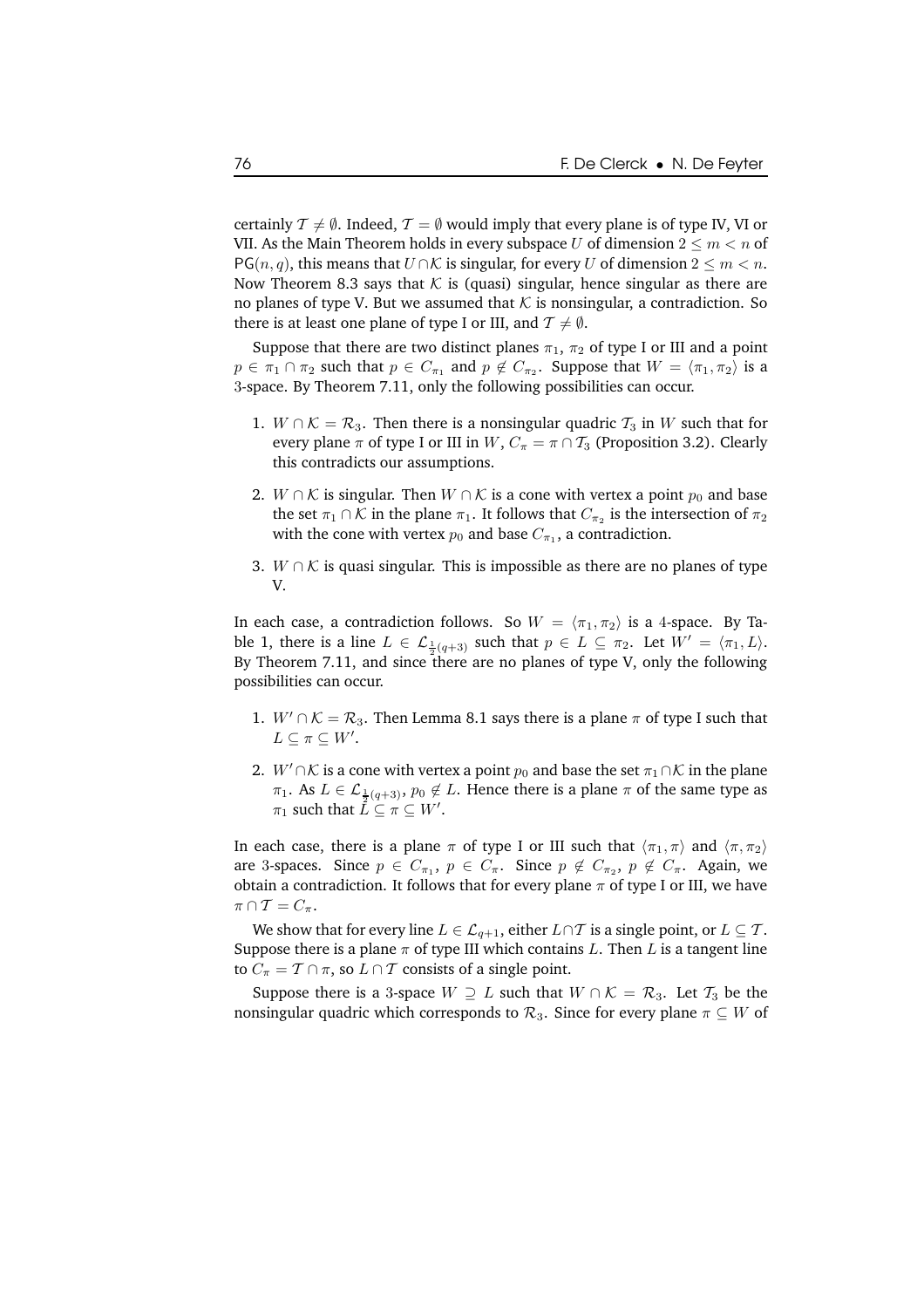certainly $\mathcal{T} \neq \emptyset$. Indeed, $\mathcal{T} = \emptyset$ would imply that every plane is of type IV, VI or VII. As the Main Theorem holds in every subspace $U$ of dimension $2 \leq m < n$ of $\mathsf{PG}(n,q)$, this means that $U \cap \mathcal{K}$ is singular, for every $U$ of dimension $2 \leq m < n$. Now Theorem 8.3 says that $\mathcal{K}$ is (quasi) singular, hence singular as there are no planes of type V. But we assumed that $\mathcal{K}$ is nonsingular, a contradiction. So there is at least one plane of type I or III, and $\mathcal{T} \neq \emptyset$.

Suppose that there are two distinct planes $\pi_1$, $\pi_2$ of type I or III and a point $p \in \pi_1 \cap \pi_2$ such that $p \in C_{\pi_1}$ and $p \notin C_{\pi_2}$. Suppose that $W = \langle \pi_1, \pi_2 \rangle$ is a 3-space. By Theorem 7.11, only the following possibilities can occur.

1. $W \cap \mathcal{K} = \mathcal{R}_3$. Then there is a nonsingular quadric $\mathcal{T}_3$ in $W$ such that for every plane $\pi$ of type I or III in $W$, $C_\pi = \pi \cap \mathcal{T}_3$ (Proposition 3.2). Clearly this contradicts our assumptions.
2. $W \cap \mathcal{K}$ is singular. Then $W \cap \mathcal{K}$ is a cone with vertex a point $p_0$ and base the set $\pi_1 \cap \mathcal{K}$ in the plane $\pi_1$. It follows that $C_{\pi_2}$ is the intersection of $\pi_2$ with the cone with vertex $p_0$ and base $C_{\pi_1}$, a contradiction.
3. $W \cap \mathcal{K}$ is quasi singular. This is impossible as there are no planes of type V.

In each case, a contradiction follows. So $W = \langle \pi_1, \pi_2 \rangle$ is a 4-space. By Table 1, there is a line $L \in \mathcal{L}_{\frac{1}{2}(q+3)}$ such that $p \in L \subseteq \pi_2$. Let $W' = \langle \pi_1, L \rangle$. By Theorem 7.11, and since there are no planes of type V, only the following possibilities can occur.

1. $W' \cap \mathcal{K} = \mathcal{R}_3$. Then Lemma 8.1 says there is a plane $\pi$ of type I such that $L \subseteq \pi \subseteq W'$.
2. $W' \cap \mathcal{K}$ is a cone with vertex a point $p_0$ and base the set $\pi_1 \cap \mathcal{K}$ in the plane $\pi_1$. As $L \in \mathcal{L}_{\frac{1}{2}(q+3)}$, $p_0 \notin L$. Hence there is a plane $\pi$ of the same type as $\pi_1$ such that $L \subseteq \pi \subseteq W'$.

In each case, there is a plane $\pi$ of type I or III such that $\langle \pi_1, \pi \rangle$ and $\langle \pi, \pi_2 \rangle$ are 3-spaces. Since $p \in C_{\pi_1}$, $p \in C_\pi$. Since $p \notin C_{\pi_2}$, $p \notin C_\pi$. Again, we obtain a contradiction. It follows that for every plane $\pi$ of type I or III, we have $\pi \cap \mathcal{T} = C_\pi$.

We show that for every line $L \in \mathcal{L}_{q+1}$, either $L \cap \mathcal{T}$ is a single point, or $L \subseteq \mathcal{T}$. Suppose there is a plane $\pi$ of type III which contains $L$. Then $L$ is a tangent line to $C_\pi = \mathcal{T} \cap \pi$, so $L \cap \mathcal{T}$ consists of a single point.

Suppose there is a 3-space $W \supseteq L$ such that $W \cap \mathcal{K} = \mathcal{R}_3$. Let $\mathcal{T}_3$ be the nonsingular quadric which corresponds to $\mathcal{R}_3$. Since for every plane $\pi \subseteq W$ of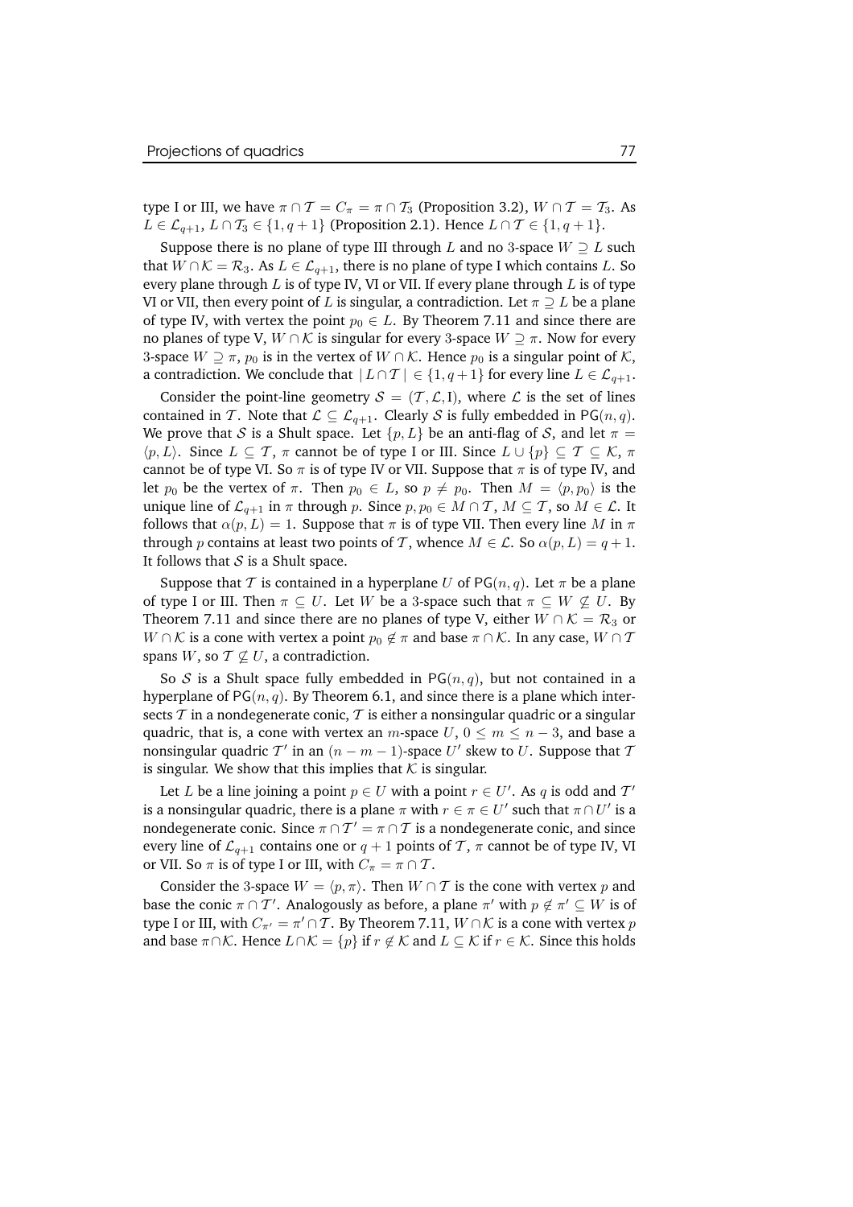type I or III, we have $\pi \cap \mathcal{T} = C_\pi = \pi \cap \mathcal{T}_3$ (Proposition 3.2), $W \cap \mathcal{T} = \mathcal{T}_3$. As $L \in \mathcal{L}_{q+1}$, $L \cap \mathcal{T}_3 \in \{1, q+1\}$ (Proposition 2.1). Hence $L \cap \mathcal{T} \in \{1, q+1\}$.

Suppose there is no plane of type III through $L$ and no 3-space $W \supseteq L$ such that $W \cap \mathcal{K} = \mathcal{R}_3$. As $L \in \mathcal{L}_{q+1}$, there is no plane of type I which contains $L$. So every plane through $L$ is of type IV, VI or VII. If every plane through $L$ is of type VI or VII, then every point of $L$ is singular, a contradiction. Let $\pi \supseteq L$ be a plane of type IV, with vertex the point $p_0 \in L$. By Theorem 7.11 and since there are no planes of type V, $W \cap \mathcal{K}$ is singular for every 3-space $W \supseteq \pi$. Now for every 3-space $W \supseteq \pi$, $p_0$ is in the vertex of $W \cap \mathcal{K}$. Hence $p_0$ is a singular point of $\mathcal{K}$, a contradiction. We conclude that $|\, L \cap \mathcal{T}\,| \in \{1, q+1\}$ for every line $L \in \mathcal{L}_{q+1}$.

Consider the point-line geometry $\mathcal{S} = (\mathcal{T}, \mathcal{L}, \mathrm{I})$, where $\mathcal{L}$ is the set of lines contained in $\mathcal{T}$. Note that $\mathcal{L} \subseteq \mathcal{L}_{q+1}$. Clearly $\mathcal{S}$ is fully embedded in $\mathsf{PG}(n, q)$. We prove that $\mathcal{S}$ is a Shult space. Let $\{p, L\}$ be an anti-flag of $\mathcal{S}$, and let $\pi = \langle p, L\rangle$. Since $L \subseteq \mathcal{T}$, $\pi$ cannot be of type I or III. Since $L \cup \{p\} \subseteq \mathcal{T} \subseteq \mathcal{K}$, $\pi$ cannot be of type VI. So $\pi$ is of type IV or VII. Suppose that $\pi$ is of type IV, and let $p_0$ be the vertex of $\pi$. Then $p_0 \in L$, so $p \neq p_0$. Then $M = \langle p, p_0\rangle$ is the unique line of $\mathcal{L}_{q+1}$ in $\pi$ through $p$. Since $p, p_0 \in M \cap \mathcal{T}$, $M \subseteq \mathcal{T}$, so $M \in \mathcal{L}$. It follows that $\alpha(p, L) = 1$. Suppose that $\pi$ is of type VII. Then every line $M$ in $\pi$ through $p$ contains at least two points of $\mathcal{T}$, whence $M \in \mathcal{L}$. So $\alpha(p, L) = q + 1$. It follows that $\mathcal{S}$ is a Shult space.

Suppose that $\mathcal{T}$ is contained in a hyperplane $U$ of $\mathsf{PG}(n, q)$. Let $\pi$ be a plane of type I or III. Then $\pi \subseteq U$. Let $W$ be a 3-space such that $\pi \subseteq W \not\subseteq U$. By Theorem 7.11 and since there are no planes of type V, either $W \cap \mathcal{K} = \mathcal{R}_3$ or $W \cap \mathcal{K}$ is a cone with vertex a point $p_0 \notin \pi$ and base $\pi \cap \mathcal{K}$. In any case, $W \cap \mathcal{T}$ spans $W$, so $\mathcal{T} \not\subseteq U$, a contradiction.

So $\mathcal{S}$ is a Shult space fully embedded in $\mathsf{PG}(n, q)$, but not contained in a hyperplane of $\mathsf{PG}(n, q)$. By Theorem 6.1, and since there is a plane which intersects $\mathcal{T}$ in a nondegenerate conic, $\mathcal{T}$ is either a nonsingular quadric or a singular quadric, that is, a cone with vertex an $m$-space $U$, $0 \leq m \leq n-3$, and base a nonsingular quadric $\mathcal{T}'$ in an $(n-m-1)$-space $U'$ skew to $U$. Suppose that $\mathcal{T}$ is singular. We show that this implies that $\mathcal{K}$ is singular.

Let $L$ be a line joining a point $p \in U$ with a point $r \in U'$. As $q$ is odd and $\mathcal{T}'$ is a nonsingular quadric, there is a plane $\pi$ with $r \in \pi \in U'$ such that $\pi \cap U'$ is a nondegenerate conic. Since $\pi \cap \mathcal{T}' = \pi \cap \mathcal{T}$ is a nondegenerate conic, and since every line of $\mathcal{L}_{q+1}$ contains one or $q+1$ points of $\mathcal{T}$, $\pi$ cannot be of type IV, VI or VII. So $\pi$ is of type I or III, with $C_\pi = \pi \cap \mathcal{T}$.

Consider the 3-space $W = \langle p, \pi\rangle$. Then $W \cap \mathcal{T}$ is the cone with vertex $p$ and base the conic $\pi \cap \mathcal{T}'$. Analogously as before, a plane $\pi'$ with $p \notin \pi' \subseteq W$ is of type I or III, with $C_{\pi'} = \pi' \cap \mathcal{T}$. By Theorem 7.11, $W \cap \mathcal{K}$ is a cone with vertex $p$ and base $\pi \cap \mathcal{K}$. Hence $L \cap \mathcal{K} = \{p\}$ if $r \notin \mathcal{K}$ and $L \subseteq \mathcal{K}$ if $r \in \mathcal{K}$. Since this holds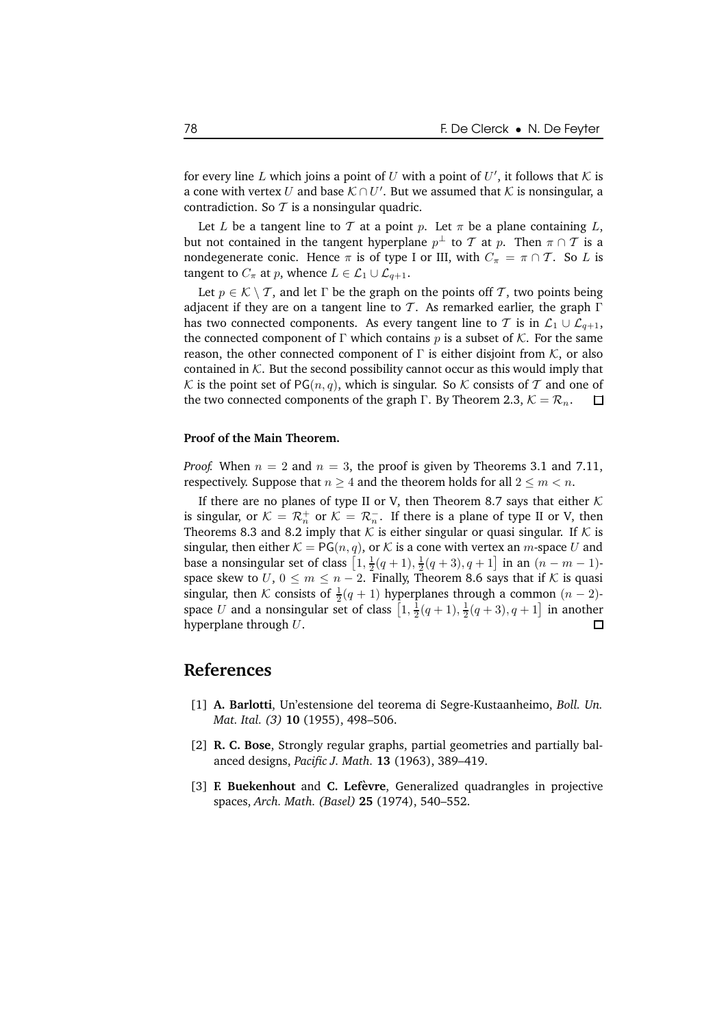for every line $L$ which joins a point of $U$ with a point of $U'$, it follows that $\mathcal{K}$ is a cone with vertex $U$ and base $\mathcal{K} \cap U'$. But we assumed that $\mathcal{K}$ is nonsingular, a contradiction. So $\mathcal{T}$ is a nonsingular quadric.

Let $L$ be a tangent line to $\mathcal{T}$ at a point $p$. Let $\pi$ be a plane containing $L$, but not contained in the tangent hyperplane $p^\perp$ to $\mathcal{T}$ at $p$. Then $\pi \cap \mathcal{T}$ is a nondegenerate conic. Hence $\pi$ is of type I or III, with $C_\pi = \pi \cap \mathcal{T}$. So $L$ is tangent to $C_\pi$ at $p$, whence $L \in \mathcal{L}_1 \cup \mathcal{L}_{q+1}$.

Let $p \in \mathcal{K} \setminus \mathcal{T}$, and let $\Gamma$ be the graph on the points off $\mathcal{T}$, two points being adjacent if they are on a tangent line to $\mathcal{T}$. As remarked earlier, the graph $\Gamma$ has two connected components. As every tangent line to $\mathcal{T}$ is in $\mathcal{L}_1 \cup \mathcal{L}_{q+1}$, the connected component of $\Gamma$ which contains $p$ is a subset of $\mathcal{K}$. For the same reason, the other connected component of $\Gamma$ is either disjoint from $\mathcal{K}$, or also contained in $\mathcal{K}$. But the second possibility cannot occur as this would imply that $\mathcal{K}$ is the point set of $\mathsf{PG}(n, q)$, which is singular. So $\mathcal{K}$ consists of $\mathcal{T}$ and one of the two connected components of the graph $\Gamma$. By Theorem 2.3, $\mathcal{K} = \mathcal{R}_n$. □

**Proof of the Main Theorem.**

*Proof.* When $n = 2$ and $n = 3$, the proof is given by Theorems 3.1 and 7.11, respectively. Suppose that $n \geq 4$ and the theorem holds for all $2 \leq m < n$.

If there are no planes of type II or V, then Theorem 8.7 says that either $\mathcal{K}$ is singular, or $\mathcal{K} = \mathcal{R}_n^+$ or $\mathcal{K} = \mathcal{R}_n^-$. If there is a plane of type II or V, then Theorems 8.3 and 8.2 imply that $\mathcal{K}$ is either singular or quasi singular. If $\mathcal{K}$ is singular, then either $\mathcal{K} = \mathsf{PG}(n, q)$, or $\mathcal{K}$ is a cone with vertex an $m$-space $U$ and base a nonsingular set of class $\left[1, \frac{1}{2}(q+1), \frac{1}{2}(q+3), q+1\right]$ in an $(n-m-1)$-space skew to $U$, $0 \leq m \leq n-2$. Finally, Theorem 8.6 says that if $\mathcal{K}$ is quasi singular, then $\mathcal{K}$ consists of $\frac{1}{2}(q+1)$ hyperplanes through a common $(n-2)$-space $U$ and a nonsingular set of class $\left[1, \frac{1}{2}(q+1), \frac{1}{2}(q+3), q+1\right]$ in another hyperplane through $U$. □

## References

[1] **A. Barlotti**, Un'estensione del teorema di Segre-Kustaanheimo, *Boll. Un. Mat. Ital. (3)* **10** (1955), 498–506.

[2] **R. C. Bose**, Strongly regular graphs, partial geometries and partially balanced designs, *Pacific J. Math.* **13** (1963), 389–419.

[3] **F. Buekenhout** and **C. Lefèvre**, Generalized quadrangles in projective spaces, *Arch. Math. (Basel)* **25** (1974), 540–552.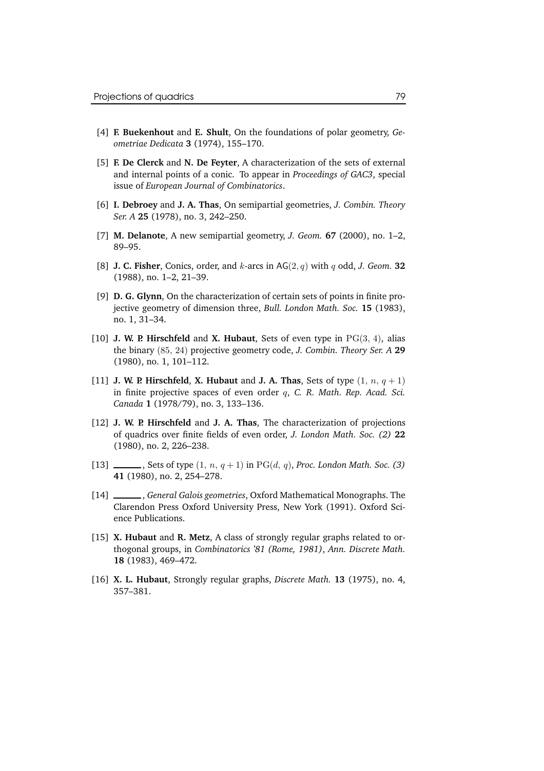[4] **F. Buekenhout** and **E. Shult**, On the foundations of polar geometry, *Geometriae Dedicata* **3** (1974), 155–170.

[5] **F. De Clerck** and **N. De Feyter**, A characterization of the sets of external and internal points of a conic. To appear in *Proceedings of GAC3*, special issue of *European Journal of Combinatorics*.

[6] **I. Debroey** and **J. A. Thas**, On semipartial geometries, *J. Combin. Theory Ser. A* **25** (1978), no. 3, 242–250.

[7] **M. Delanote**, A new semipartial geometry, *J. Geom.* **67** (2000), no. 1–2, 89–95.

[8] **J. C. Fisher**, Conics, order, and $k$-arcs in $\mathsf{AG}(2, q)$ with $q$ odd, *J. Geom.* **32** (1988), no. 1–2, 21–39.

[9] **D. G. Glynn**, On the characterization of certain sets of points in finite projective geometry of dimension three, *Bull. London Math. Soc.* **15** (1983), no. 1, 31–34.

[10] **J. W. P. Hirschfeld** and **X. Hubaut**, Sets of even type in $\mathrm{PG}(3,\,4)$, alias the binary $(85,\,24)$ projective geometry code, *J. Combin. Theory Ser. A* **29** (1980), no. 1, 101–112.

[11] **J. W. P. Hirschfeld**, **X. Hubaut** and **J. A. Thas**, Sets of type $(1,\,n,\,q+1)$ in finite projective spaces of even order $q$, *C. R. Math. Rep. Acad. Sci. Canada* **1** (1978/79), no. 3, 133–136.

[12] **J. W. P. Hirschfeld** and **J. A. Thas**, The characterization of projections of quadrics over finite fields of even order, *J. London Math. Soc. (2)* **22** (1980), no. 2, 226–238.

[13] ______, Sets of type $(1,\,n,\,q+1)$ in $\mathrm{PG}(d,\,q)$, *Proc. London Math. Soc. (3)* **41** (1980), no. 2, 254–278.

[14] ______, *General Galois geometries*, Oxford Mathematical Monographs. The Clarendon Press Oxford University Press, New York (1991). Oxford Science Publications.

[15] **X. Hubaut** and **R. Metz**, A class of strongly regular graphs related to orthogonal groups, in *Combinatorics '81 (Rome, 1981)*, *Ann. Discrete Math.* **18** (1983), 469–472.

[16] **X. L. Hubaut**, Strongly regular graphs, *Discrete Math.* **13** (1975), no. 4, 357–381.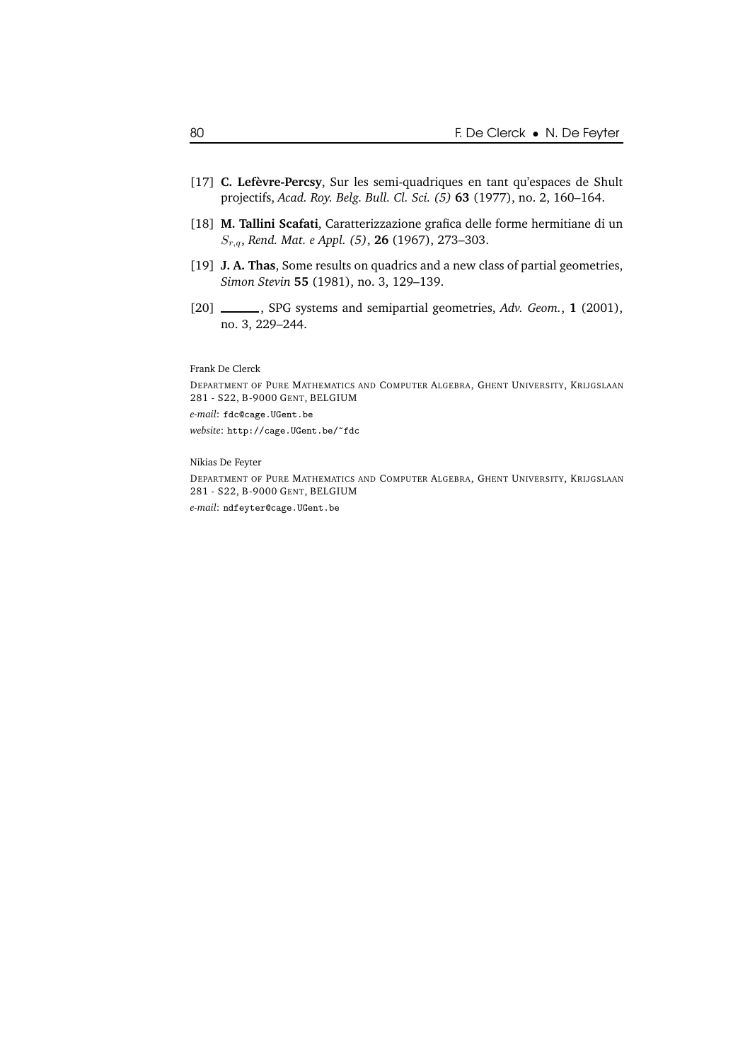[17] **C. Lefèvre-Percsy**, Sur les semi-quadriques en tant qu'espaces de Shult projectifs, *Acad. Roy. Belg. Bull. Cl. Sci. (5)* **63** (1977), no. 2, 160–164.

[18] **M. Tallini Scafati**, Caratterizzazione grafica delle forme hermitiane di un $S_{r,q}$, *Rend. Mat. e Appl. (5)*, **26** (1967), 273–303.

[19] **J. A. Thas**, Some results on quadrics and a new class of partial geometries, *Simon Stevin* **55** (1981), no. 3, 129–139.

[20] ______, SPG systems and semipartial geometries, *Adv. Geom.*, **1** (2001), no. 3, 229–244.

Frank De Clerck

DEPARTMENT OF PURE MATHEMATICS AND COMPUTER ALGEBRA, GHENT UNIVERSITY, KRIJGSLAAN 281 - S22, B-9000 GENT, BELGIUM

*e-mail*: `fdc@cage.UGent.be`

*website*: `http://cage.UGent.be/~fdc`

Nikias De Feyter

DEPARTMENT OF PURE MATHEMATICS AND COMPUTER ALGEBRA, GHENT UNIVERSITY, KRIJGSLAAN 281 - S22, B-9000 GENT, BELGIUM

*e-mail*: `ndfeyter@cage.UGent.be`